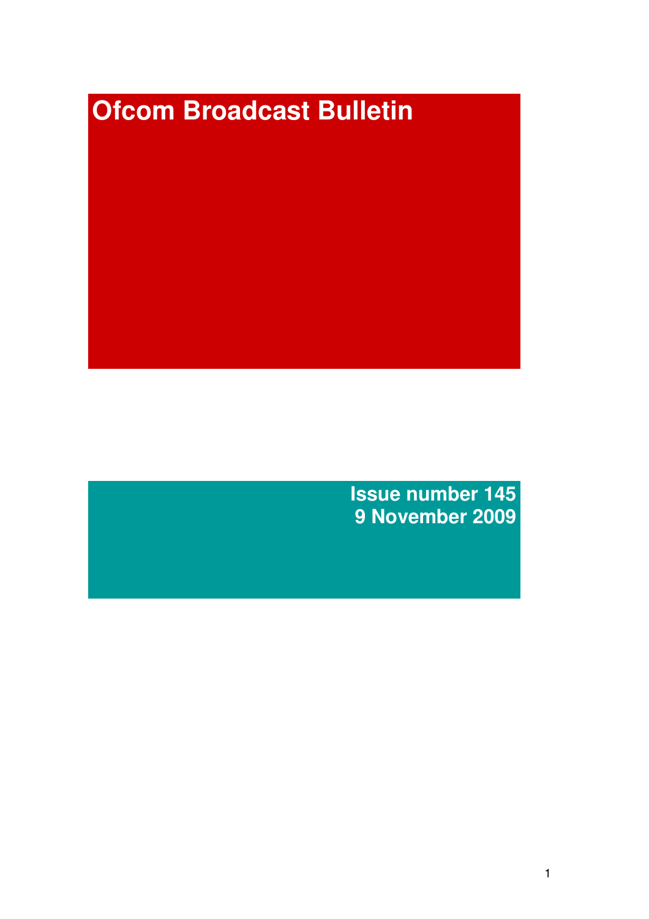# Ofcom Broadcast Bulletin

**Issue number 145**
**9 November 2009**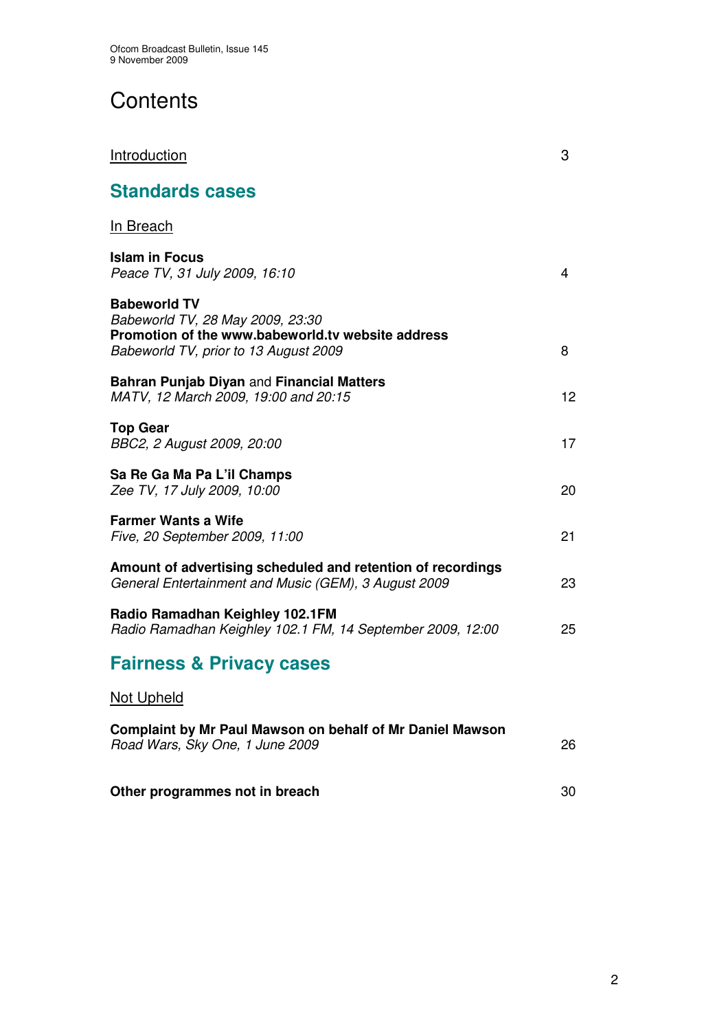# Contents

Introduction 3

## Standards cases

In Breach

**Islam in Focus**
*Peace TV, 31 July 2009, 16:10* 4

**Babeworld TV**
*Babeworld TV, 28 May 2009, 23:30*
**Promotion of the www.babeworld.tv website address**
*Babeworld TV, prior to 13 August 2009* 8

**Bahran Punjab Diyan** and **Financial Matters**
*MATV, 12 March 2009, 19:00 and 20:15* 12

**Top Gear**
*BBC2, 2 August 2009, 20:00* 17

**Sa Re Ga Ma Pa L'il Champs**
*Zee TV, 17 July 2009, 10:00* 20

**Farmer Wants a Wife**
*Five, 20 September 2009, 11:00* 21

**Amount of advertising scheduled and retention of recordings**
*General Entertainment and Music (GEM), 3 August 2009* 23

**Radio Ramadhan Keighley 102.1FM**
*Radio Ramadhan Keighley 102.1 FM, 14 September 2009, 12:00* 25

## Fairness & Privacy cases

Not Upheld

**Complaint by Mr Paul Mawson on behalf of Mr Daniel Mawson**
*Road Wars, Sky One, 1 June 2009* 26

**Other programmes not in breach** 30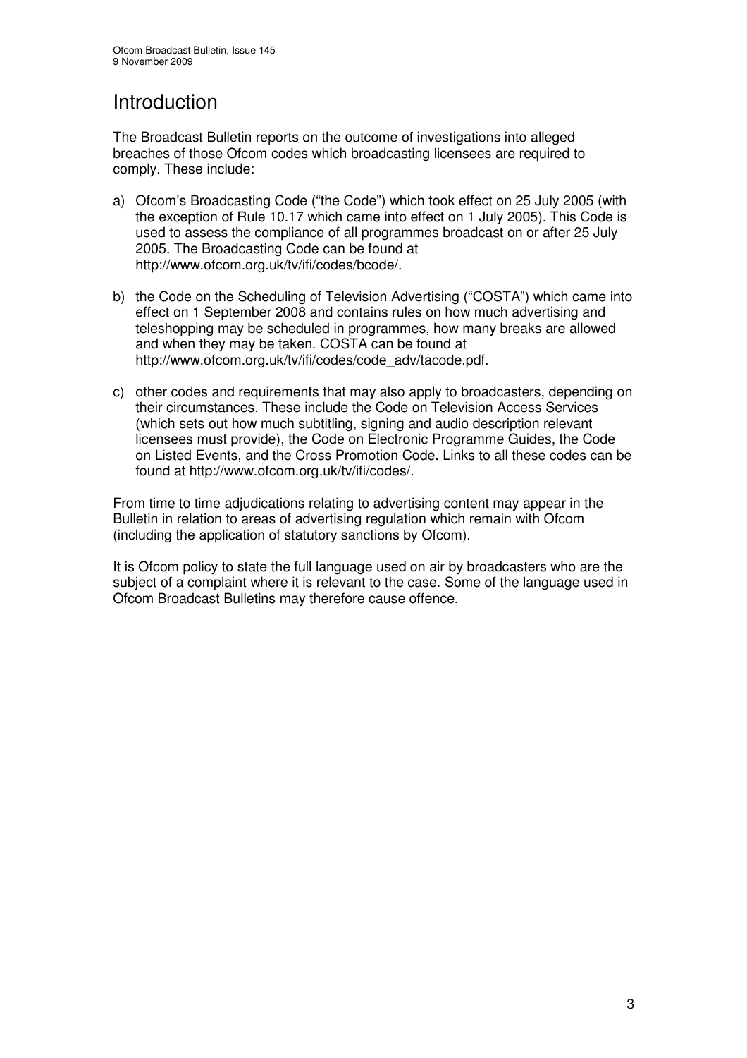# Introduction

The Broadcast Bulletin reports on the outcome of investigations into alleged breaches of those Ofcom codes which broadcasting licensees are required to comply. These include:

a) Ofcom's Broadcasting Code ("the Code") which took effect on 25 July 2005 (with the exception of Rule 10.17 which came into effect on 1 July 2005). This Code is used to assess the compliance of all programmes broadcast on or after 25 July 2005. The Broadcasting Code can be found at http://www.ofcom.org.uk/tv/ifi/codes/bcode/.

b) the Code on the Scheduling of Television Advertising ("COSTA") which came into effect on 1 September 2008 and contains rules on how much advertising and teleshopping may be scheduled in programmes, how many breaks are allowed and when they may be taken. COSTA can be found at http://www.ofcom.org.uk/tv/ifi/codes/code_adv/tacode.pdf.

c) other codes and requirements that may also apply to broadcasters, depending on their circumstances. These include the Code on Television Access Services (which sets out how much subtitling, signing and audio description relevant licensees must provide), the Code on Electronic Programme Guides, the Code on Listed Events, and the Cross Promotion Code. Links to all these codes can be found at http://www.ofcom.org.uk/tv/ifi/codes/.

From time to time adjudications relating to advertising content may appear in the Bulletin in relation to areas of advertising regulation which remain with Ofcom (including the application of statutory sanctions by Ofcom).

It is Ofcom policy to state the full language used on air by broadcasters who are the subject of a complaint where it is relevant to the case. Some of the language used in Ofcom Broadcast Bulletins may therefore cause offence.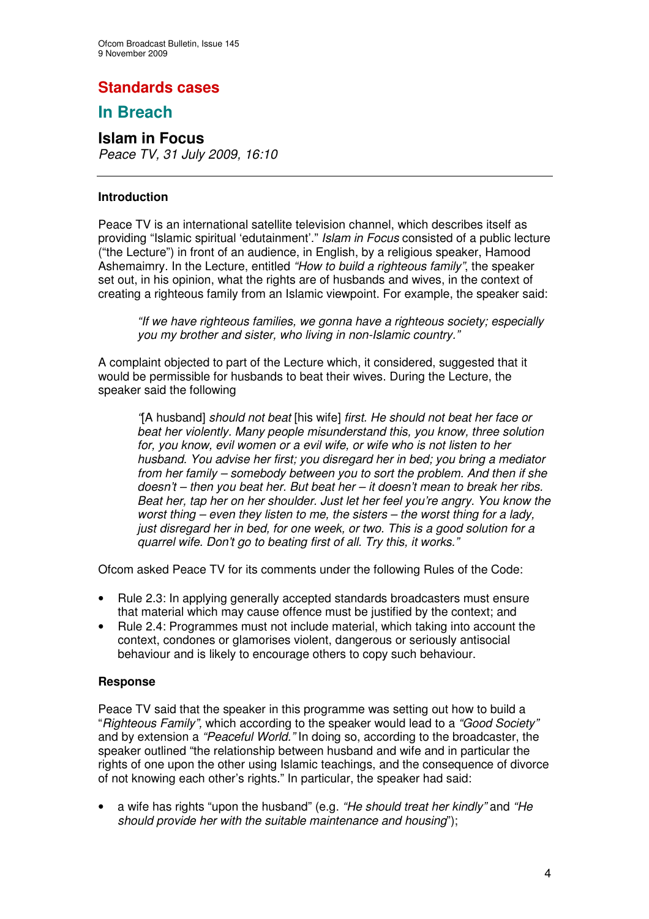# Standards cases

## In Breach

### Islam in Focus

*Peace TV, 31 July 2009, 16:10*

---

**Introduction**

Peace TV is an international satellite television channel, which describes itself as providing "Islamic spiritual 'edutainment'." *Islam in Focus* consisted of a public lecture ("the Lecture") in front of an audience, in English, by a religious speaker, Hamood Ashemaimry. In the Lecture, entitled *"How to build a righteous family"*, the speaker set out, in his opinion, what the rights are of husbands and wives, in the context of creating a righteous family from an Islamic viewpoint. For example, the speaker said:

> *"If we have righteous families, we gonna have a righteous society; especially you my brother and sister, who living in non-Islamic country."*

A complaint objected to part of the Lecture which, it considered, suggested that it would be permissible for husbands to beat their wives. During the Lecture, the speaker said the following

> *"*[A husband] *should not beat* [his wife] *first. He should not beat her face or beat her violently. Many people misunderstand this, you know, three solution for, you know, evil women or a evil wife, or wife who is not listen to her husband. You advise her first; you disregard her in bed; you bring a mediator from her family – somebody between you to sort the problem. And then if she doesn't – then you beat her. But beat her – it doesn't mean to break her ribs. Beat her, tap her on her shoulder. Just let her feel you're angry. You know the worst thing – even they listen to me, the sisters – the worst thing for a lady, just disregard her in bed, for one week, or two. This is a good solution for a quarrel wife. Don't go to beating first of all. Try this, it works."*

Ofcom asked Peace TV for its comments under the following Rules of the Code:

- Rule 2.3: In applying generally accepted standards broadcasters must ensure that material which may cause offence must be justified by the context; and
- Rule 2.4: Programmes must not include material, which taking into account the context, condones or glamorises violent, dangerous or seriously antisocial behaviour and is likely to encourage others to copy such behaviour.

**Response**

Peace TV said that the speaker in this programme was setting out how to build a "*Righteous Family",* which according to the speaker would lead to a *"Good Society"* and by extension a *"Peaceful World."* In doing so, according to the broadcaster, the speaker outlined "the relationship between husband and wife and in particular the rights of one upon the other using Islamic teachings, and the consequence of divorce of not knowing each other's rights." In particular, the speaker had said:

- a wife has rights "upon the husband" (e.g. *"He should treat her kindly"* and *"He should provide her with the suitable maintenance and housing*");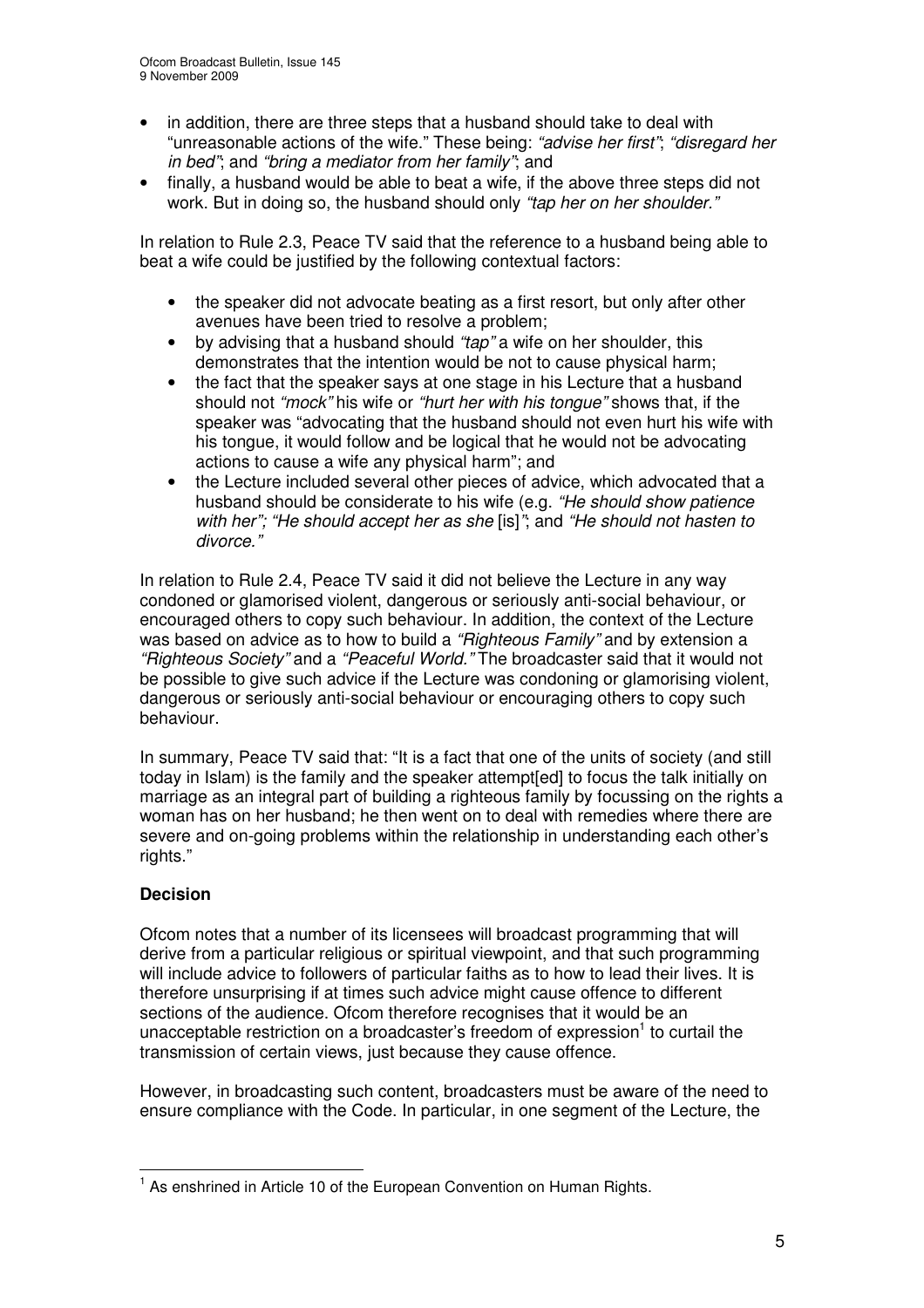- in addition, there are three steps that a husband should take to deal with "unreasonable actions of the wife." These being: *"advise her first"*; *"disregard her in bed"*; and *"bring a mediator from her family"*; and
- finally, a husband would be able to beat a wife, if the above three steps did not work. But in doing so, the husband should only *"tap her on her shoulder."*

In relation to Rule 2.3, Peace TV said that the reference to a husband being able to beat a wife could be justified by the following contextual factors:

- the speaker did not advocate beating as a first resort, but only after other avenues have been tried to resolve a problem;
- by advising that a husband should *"tap"* a wife on her shoulder, this demonstrates that the intention would be not to cause physical harm;
- the fact that the speaker says at one stage in his Lecture that a husband should not *"mock"* his wife or *"hurt her with his tongue"* shows that, if the speaker was "advocating that the husband should not even hurt his wife with his tongue, it would follow and be logical that he would not be advocating actions to cause a wife any physical harm"; and
- the Lecture included several other pieces of advice, which advocated that a husband should be considerate to his wife (e.g. *"He should show patience with her"; "He should accept her as she* [is]*"*; and *"He should not hasten to divorce."*

In relation to Rule 2.4, Peace TV said it did not believe the Lecture in any way condoned or glamorised violent, dangerous or seriously anti-social behaviour, or encouraged others to copy such behaviour. In addition, the context of the Lecture was based on advice as to how to build a *"Righteous Family"* and by extension a *"Righteous Society"* and a *"Peaceful World."* The broadcaster said that it would not be possible to give such advice if the Lecture was condoning or glamorising violent, dangerous or seriously anti-social behaviour or encouraging others to copy such behaviour.

In summary, Peace TV said that: "It is a fact that one of the units of society (and still today in Islam) is the family and the speaker attempt[ed] to focus the talk initially on marriage as an integral part of building a righteous family by focussing on the rights a woman has on her husband; he then went on to deal with remedies where there are severe and on-going problems within the relationship in understanding each other's rights."

**Decision**

Ofcom notes that a number of its licensees will broadcast programming that will derive from a particular religious or spiritual viewpoint, and that such programming will include advice to followers of particular faiths as to how to lead their lives. It is therefore unsurprising if at times such advice might cause offence to different sections of the audience. Ofcom therefore recognises that it would be an unacceptable restriction on a broadcaster's freedom of expression[1] to curtail the transmission of certain views, just because they cause offence.

However, in broadcasting such content, broadcasters must be aware of the need to ensure compliance with the Code. In particular, in one segment of the Lecture, the

[1] As enshrined in Article 10 of the European Convention on Human Rights.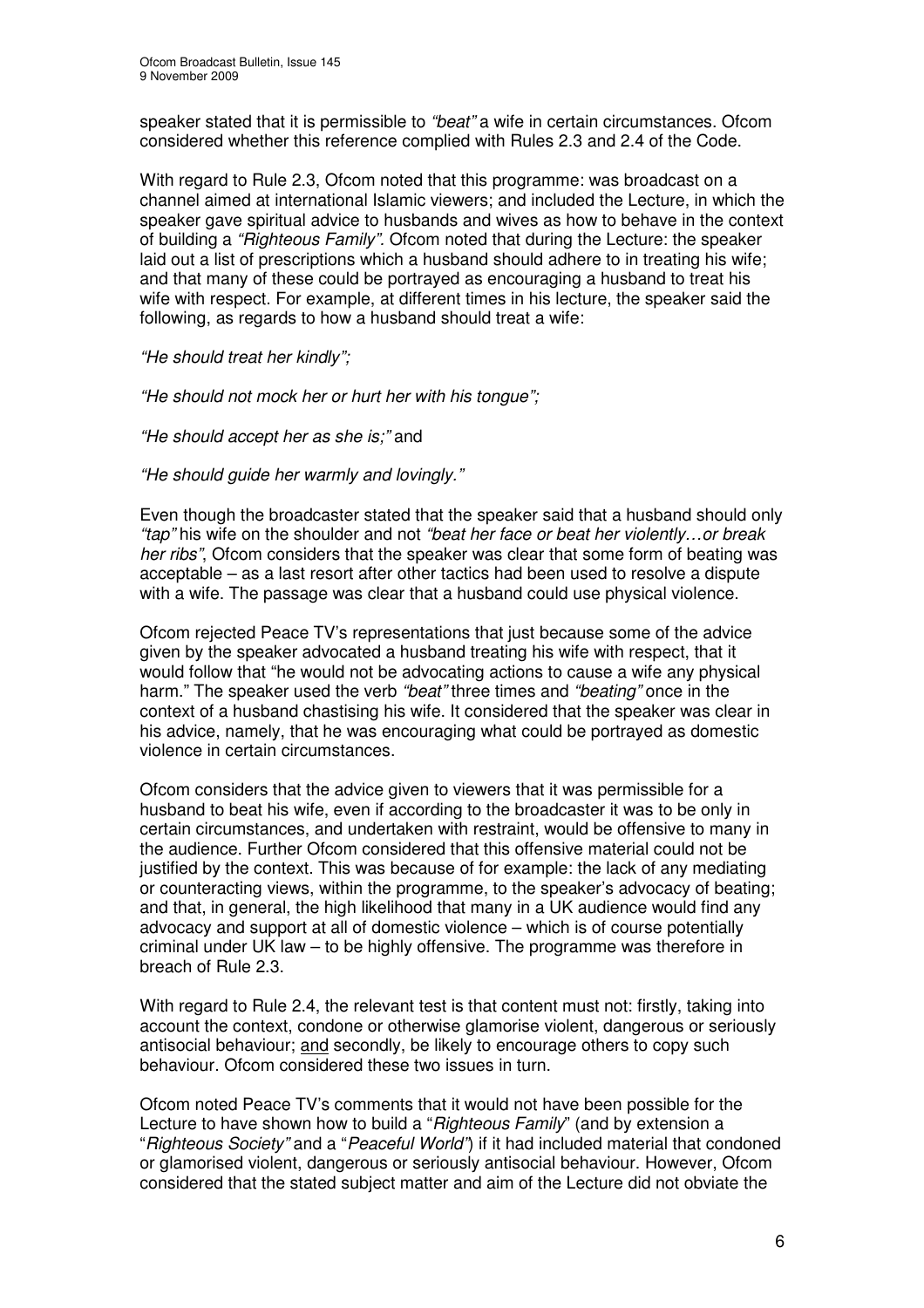speaker stated that it is permissible to *"beat"* a wife in certain circumstances. Ofcom considered whether this reference complied with Rules 2.3 and 2.4 of the Code.

With regard to Rule 2.3, Ofcom noted that this programme: was broadcast on a channel aimed at international Islamic viewers; and included the Lecture, in which the speaker gave spiritual advice to husbands and wives as how to behave in the context of building a *"Righteous Family"*. Ofcom noted that during the Lecture: the speaker laid out a list of prescriptions which a husband should adhere to in treating his wife; and that many of these could be portrayed as encouraging a husband to treat his wife with respect. For example, at different times in his lecture, the speaker said the following, as regards to how a husband should treat a wife:

*"He should treat her kindly";*

*"He should not mock her or hurt her with his tongue";*

*"He should accept her as she is;"* and

*"He should guide her warmly and lovingly."*

Even though the broadcaster stated that the speaker said that a husband should only *"tap"* his wife on the shoulder and not *"beat her face or beat her violently…or break her ribs"*, Ofcom considers that the speaker was clear that some form of beating was acceptable – as a last resort after other tactics had been used to resolve a dispute with a wife. The passage was clear that a husband could use physical violence.

Ofcom rejected Peace TV's representations that just because some of the advice given by the speaker advocated a husband treating his wife with respect, that it would follow that "he would not be advocating actions to cause a wife any physical harm." The speaker used the verb *"beat"* three times and *"beating"* once in the context of a husband chastising his wife. It considered that the speaker was clear in his advice, namely, that he was encouraging what could be portrayed as domestic violence in certain circumstances.

Ofcom considers that the advice given to viewers that it was permissible for a husband to beat his wife, even if according to the broadcaster it was to be only in certain circumstances, and undertaken with restraint, would be offensive to many in the audience. Further Ofcom considered that this offensive material could not be justified by the context. This was because of for example: the lack of any mediating or counteracting views, within the programme, to the speaker's advocacy of beating; and that, in general, the high likelihood that many in a UK audience would find any advocacy and support at all of domestic violence – which is of course potentially criminal under UK law – to be highly offensive. The programme was therefore in breach of Rule 2.3.

With regard to Rule 2.4, the relevant test is that content must not: firstly, taking into account the context, condone or otherwise glamorise violent, dangerous or seriously antisocial behaviour; <u>and</u> secondly, be likely to encourage others to copy such behaviour. Ofcom considered these two issues in turn.

Ofcom noted Peace TV's comments that it would not have been possible for the Lecture to have shown how to build a "*Righteous Family*" (and by extension a "*Righteous Society"* and a "*Peaceful World"*) if it had included material that condoned or glamorised violent, dangerous or seriously antisocial behaviour. However, Ofcom considered that the stated subject matter and aim of the Lecture did not obviate the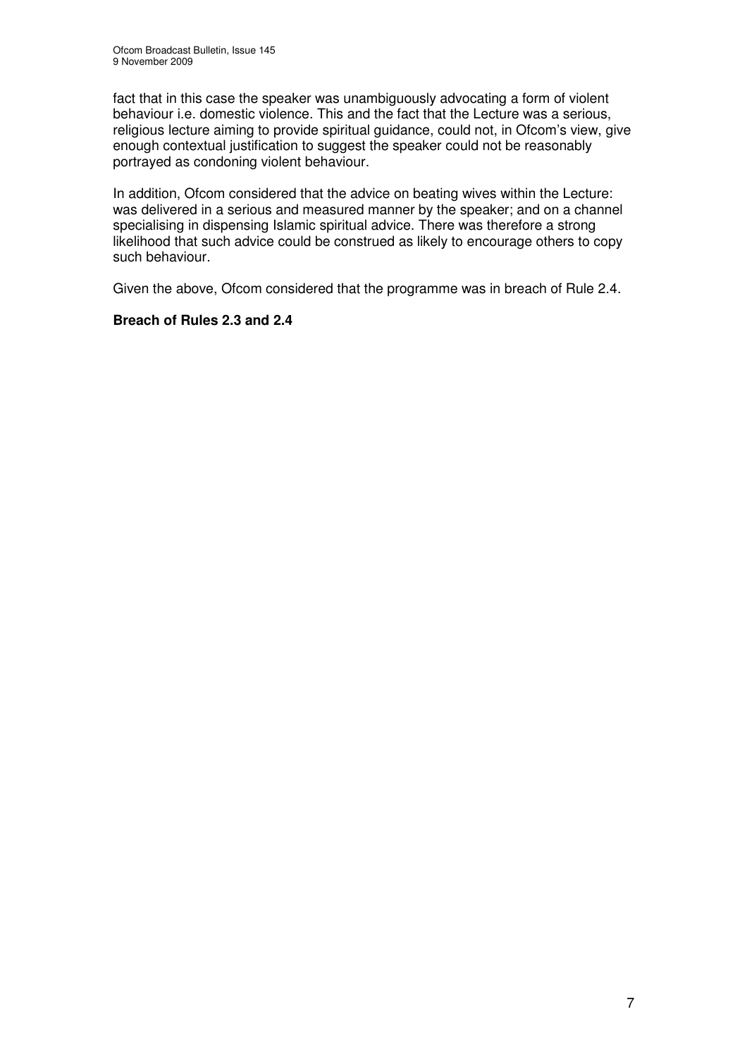fact that in this case the speaker was unambiguously advocating a form of violent behaviour i.e. domestic violence. This and the fact that the Lecture was a serious, religious lecture aiming to provide spiritual guidance, could not, in Ofcom's view, give enough contextual justification to suggest the speaker could not be reasonably portrayed as condoning violent behaviour.

In addition, Ofcom considered that the advice on beating wives within the Lecture: was delivered in a serious and measured manner by the speaker; and on a channel specialising in dispensing Islamic spiritual advice. There was therefore a strong likelihood that such advice could be construed as likely to encourage others to copy such behaviour.

Given the above, Ofcom considered that the programme was in breach of Rule 2.4.

**Breach of Rules 2.3 and 2.4**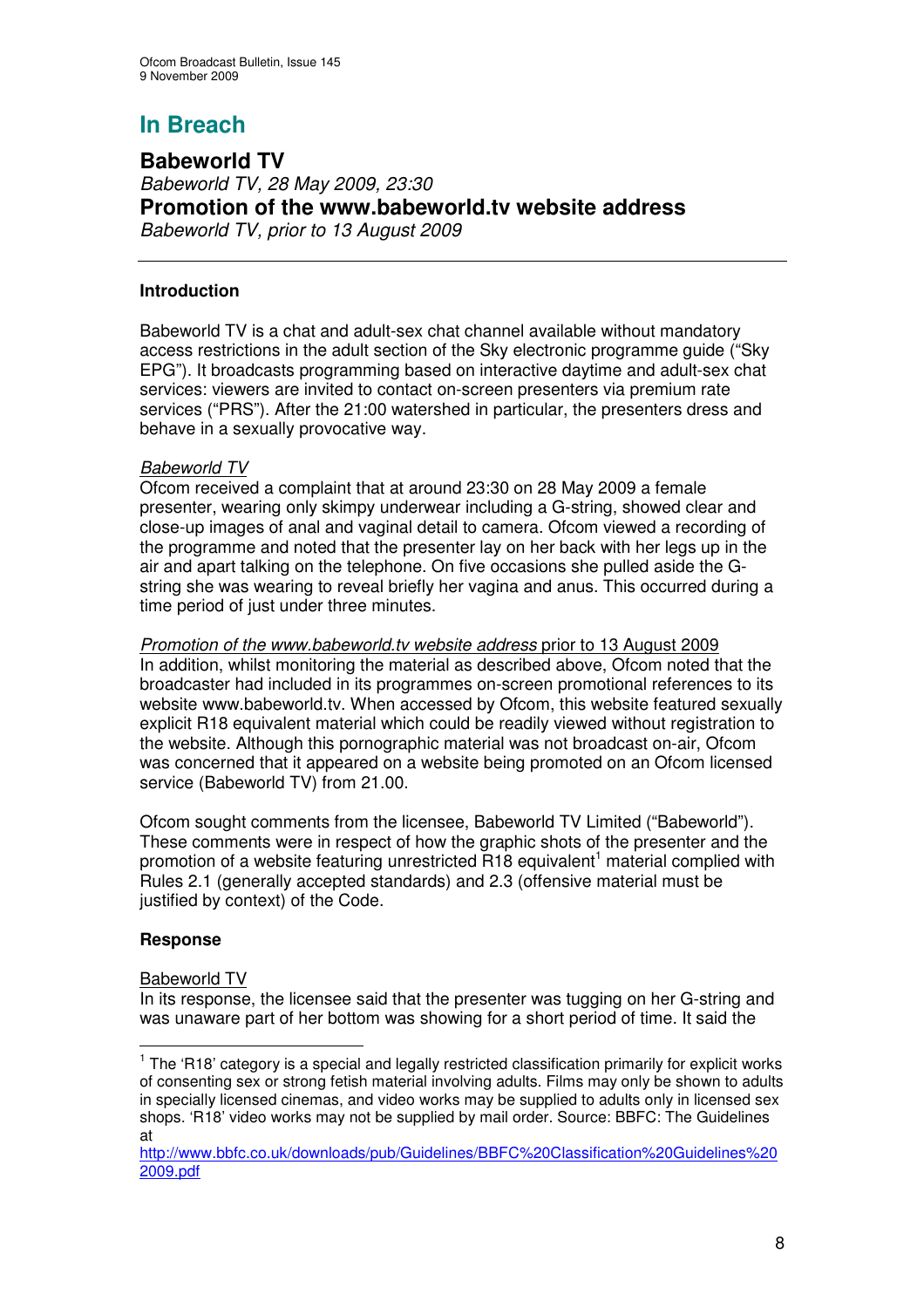# In Breach

## Babeworld TV

*Babeworld TV, 28 May 2009, 23:30*

## Promotion of the www.babeworld.tv website address

*Babeworld TV, prior to 13 August 2009*

---

### Introduction

Babeworld TV is a chat and adult-sex chat channel available without mandatory access restrictions in the adult section of the Sky electronic programme guide ("Sky EPG"). It broadcasts programming based on interactive daytime and adult-sex chat services: viewers are invited to contact on-screen presenters via premium rate services ("PRS"). After the 21:00 watershed in particular, the presenters dress and behave in a sexually provocative way.

*Babeworld TV*

Ofcom received a complaint that at around 23:30 on 28 May 2009 a female presenter, wearing only skimpy underwear including a G-string, showed clear and close-up images of anal and vaginal detail to camera. Ofcom viewed a recording of the programme and noted that the presenter lay on her back with her legs up in the air and apart talking on the telephone. On five occasions she pulled aside the G-string she was wearing to reveal briefly her vagina and anus. This occurred during a time period of just under three minutes.

*Promotion of the www.babeworld.tv website address* prior to 13 August 2009

In addition, whilst monitoring the material as described above, Ofcom noted that the broadcaster had included in its programmes on-screen promotional references to its website www.babeworld.tv. When accessed by Ofcom, this website featured sexually explicit R18 equivalent material which could be readily viewed without registration to the website. Although this pornographic material was not broadcast on-air, Ofcom was concerned that it appeared on a website being promoted on an Ofcom licensed service (Babeworld TV) from 21.00.

Ofcom sought comments from the licensee, Babeworld TV Limited ("Babeworld"). These comments were in respect of how the graphic shots of the presenter and the promotion of a website featuring unrestricted R18 equivalent[1] material complied with Rules 2.1 (generally accepted standards) and 2.3 (offensive material must be justified by context) of the Code.

### Response

Babeworld TV

In its response, the licensee said that the presenter was tugging on her G-string and was unaware part of her bottom was showing for a short period of time. It said the

---

[1] The 'R18' category is a special and legally restricted classification primarily for explicit works of consenting sex or strong fetish material involving adults. Films may only be shown to adults in specially licensed cinemas, and video works may be supplied to adults only in licensed sex shops. 'R18' video works may not be supplied by mail order. Source: BBFC: The Guidelines at http://www.bbfc.co.uk/downloads/pub/Guidelines/BBFC%20Classification%20Guidelines%202009.pdf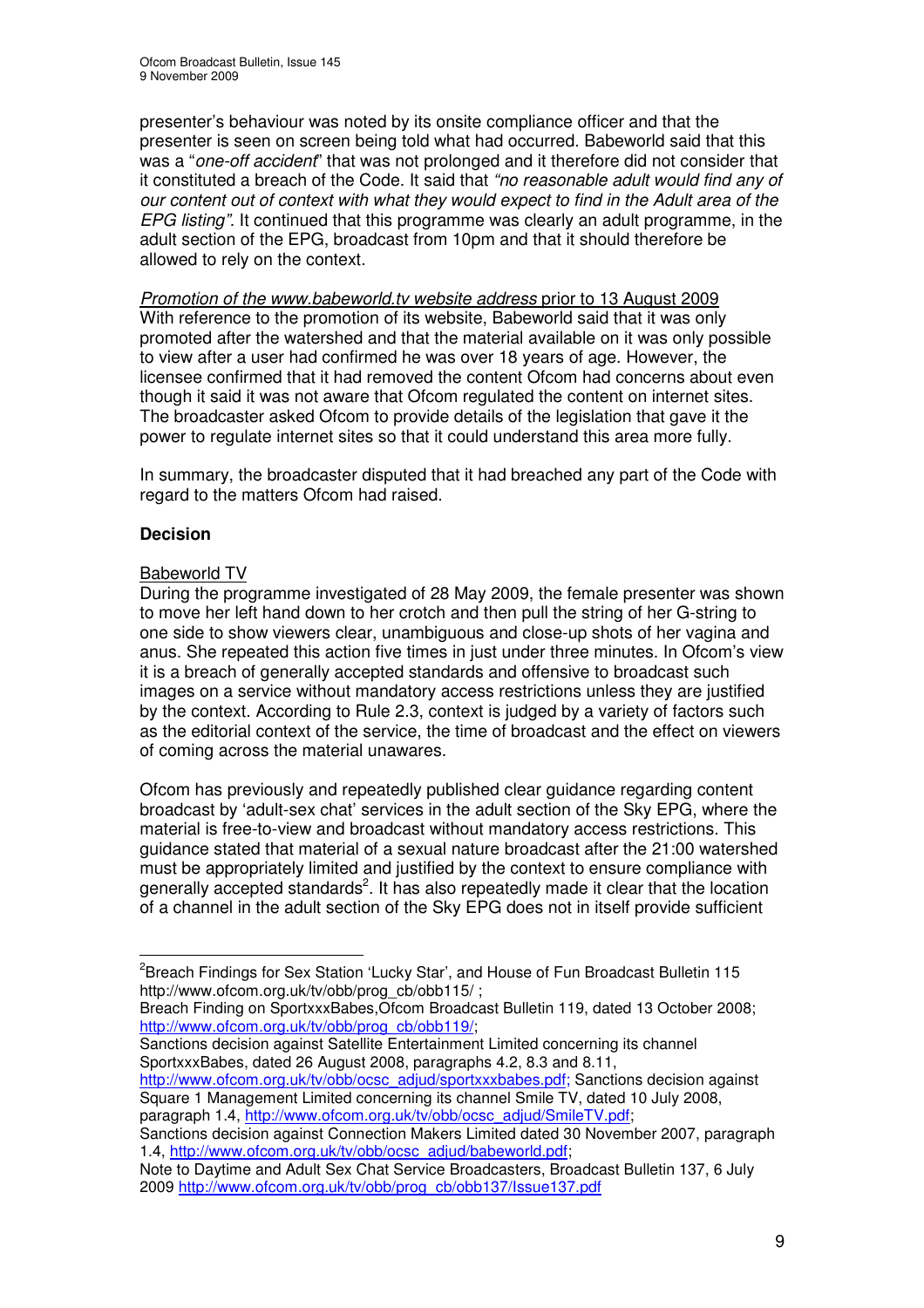presenter's behaviour was noted by its onsite compliance officer and that the presenter is seen on screen being told what had occurred. Babeworld said that this was a "*one-off accident*" that was not prolonged and it therefore did not consider that it constituted a breach of the Code. It said that *"no reasonable adult would find any of our content out of context with what they would expect to find in the Adult area of the EPG listing"*. It continued that this programme was clearly an adult programme, in the adult section of the EPG, broadcast from 10pm and that it should therefore be allowed to rely on the context.

*Promotion of the www.babeworld.tv website address* prior to 13 August 2009
With reference to the promotion of its website, Babeworld said that it was only promoted after the watershed and that the material available on it was only possible to view after a user had confirmed he was over 18 years of age. However, the licensee confirmed that it had removed the content Ofcom had concerns about even though it said it was not aware that Ofcom regulated the content on internet sites. The broadcaster asked Ofcom to provide details of the legislation that gave it the power to regulate internet sites so that it could understand this area more fully.

In summary, the broadcaster disputed that it had breached any part of the Code with regard to the matters Ofcom had raised.

**Decision**

Babeworld TV
During the programme investigated of 28 May 2009, the female presenter was shown to move her left hand down to her crotch and then pull the string of her G-string to one side to show viewers clear, unambiguous and close-up shots of her vagina and anus. She repeated this action five times in just under three minutes. In Ofcom's view it is a breach of generally accepted standards and offensive to broadcast such images on a service without mandatory access restrictions unless they are justified by the context. According to Rule 2.3, context is judged by a variety of factors such as the editorial context of the service, the time of broadcast and the effect on viewers of coming across the material unawares.

Ofcom has previously and repeatedly published clear guidance regarding content broadcast by 'adult-sex chat' services in the adult section of the Sky EPG, where the material is free-to-view and broadcast without mandatory access restrictions. This guidance stated that material of a sexual nature broadcast after the 21:00 watershed must be appropriately limited and justified by the context to ensure compliance with generally accepted standards[2]. It has also repeatedly made it clear that the location of a channel in the adult section of the Sky EPG does not in itself provide sufficient

---

[2] Breach Findings for Sex Station 'Lucky Star', and House of Fun Broadcast Bulletin 115 http://www.ofcom.org.uk/tv/obb/prog_cb/obb115/ ;
Breach Finding on SportxxxBabes,Ofcom Broadcast Bulletin 119, dated 13 October 2008; http://www.ofcom.org.uk/tv/obb/prog_cb/obb119/;
Sanctions decision against Satellite Entertainment Limited concerning its channel SportxxxBabes, dated 26 August 2008, paragraphs 4.2, 8.3 and 8.11, http://www.ofcom.org.uk/tv/obb/ocsc_adjud/sportxxxbabes.pdf; Sanctions decision against Square 1 Management Limited concerning its channel Smile TV, dated 10 July 2008, paragraph 1.4, http://www.ofcom.org.uk/tv/obb/ocsc_adjud/SmileTV.pdf;
Sanctions decision against Connection Makers Limited dated 30 November 2007, paragraph 1.4, http://www.ofcom.org.uk/tv/obb/ocsc_adjud/babeworld.pdf;
Note to Daytime and Adult Sex Chat Service Broadcasters, Broadcast Bulletin 137, 6 July 2009 http://www.ofcom.org.uk/tv/obb/prog_cb/obb137/Issue137.pdf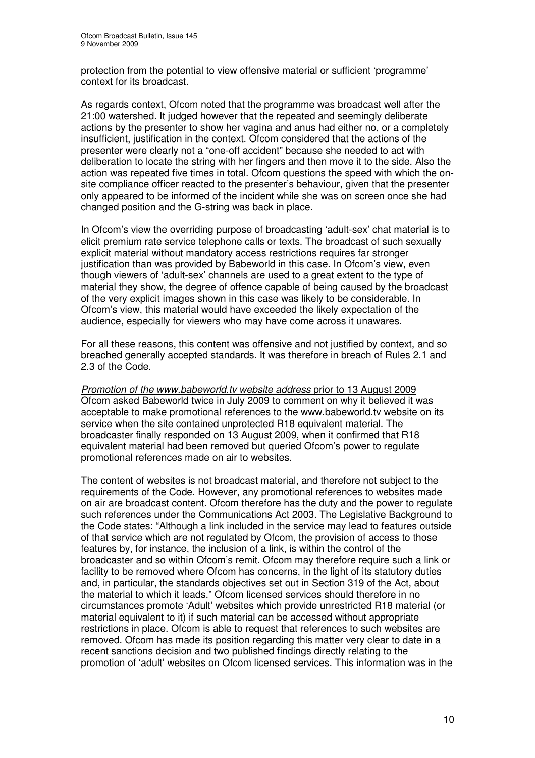protection from the potential to view offensive material or sufficient 'programme' context for its broadcast.

As regards context, Ofcom noted that the programme was broadcast well after the 21:00 watershed. It judged however that the repeated and seemingly deliberate actions by the presenter to show her vagina and anus had either no, or a completely insufficient, justification in the context. Ofcom considered that the actions of the presenter were clearly not a "one-off accident" because she needed to act with deliberation to locate the string with her fingers and then move it to the side. Also the action was repeated five times in total. Ofcom questions the speed with which the on-site compliance officer reacted to the presenter's behaviour, given that the presenter only appeared to be informed of the incident while she was on screen once she had changed position and the G-string was back in place.

In Ofcom's view the overriding purpose of broadcasting 'adult-sex' chat material is to elicit premium rate service telephone calls or texts. The broadcast of such sexually explicit material without mandatory access restrictions requires far stronger justification than was provided by Babeworld in this case. In Ofcom's view, even though viewers of 'adult-sex' channels are used to a great extent to the type of material they show, the degree of offence capable of being caused by the broadcast of the very explicit images shown in this case was likely to be considerable. In Ofcom's view, this material would have exceeded the likely expectation of the audience, especially for viewers who may have come across it unawares.

For all these reasons, this content was offensive and not justified by context, and so breached generally accepted standards. It was therefore in breach of Rules 2.1 and 2.3 of the Code.

*Promotion of the www.babeworld.tv website address* prior to 13 August 2009
Ofcom asked Babeworld twice in July 2009 to comment on why it believed it was acceptable to make promotional references to the www.babeworld.tv website on its service when the site contained unprotected R18 equivalent material. The broadcaster finally responded on 13 August 2009, when it confirmed that R18 equivalent material had been removed but queried Ofcom's power to regulate promotional references made on air to websites.

The content of websites is not broadcast material, and therefore not subject to the requirements of the Code. However, any promotional references to websites made on air are broadcast content. Ofcom therefore has the duty and the power to regulate such references under the Communications Act 2003. The Legislative Background to the Code states: "Although a link included in the service may lead to features outside of that service which are not regulated by Ofcom, the provision of access to those features by, for instance, the inclusion of a link, is within the control of the broadcaster and so within Ofcom's remit. Ofcom may therefore require such a link or facility to be removed where Ofcom has concerns, in the light of its statutory duties and, in particular, the standards objectives set out in Section 319 of the Act, about the material to which it leads." Ofcom licensed services should therefore in no circumstances promote 'Adult' websites which provide unrestricted R18 material (or material equivalent to it) if such material can be accessed without appropriate restrictions in place. Ofcom is able to request that references to such websites are removed. Ofcom has made its position regarding this matter very clear to date in a recent sanctions decision and two published findings directly relating to the promotion of 'adult' websites on Ofcom licensed services. This information was in the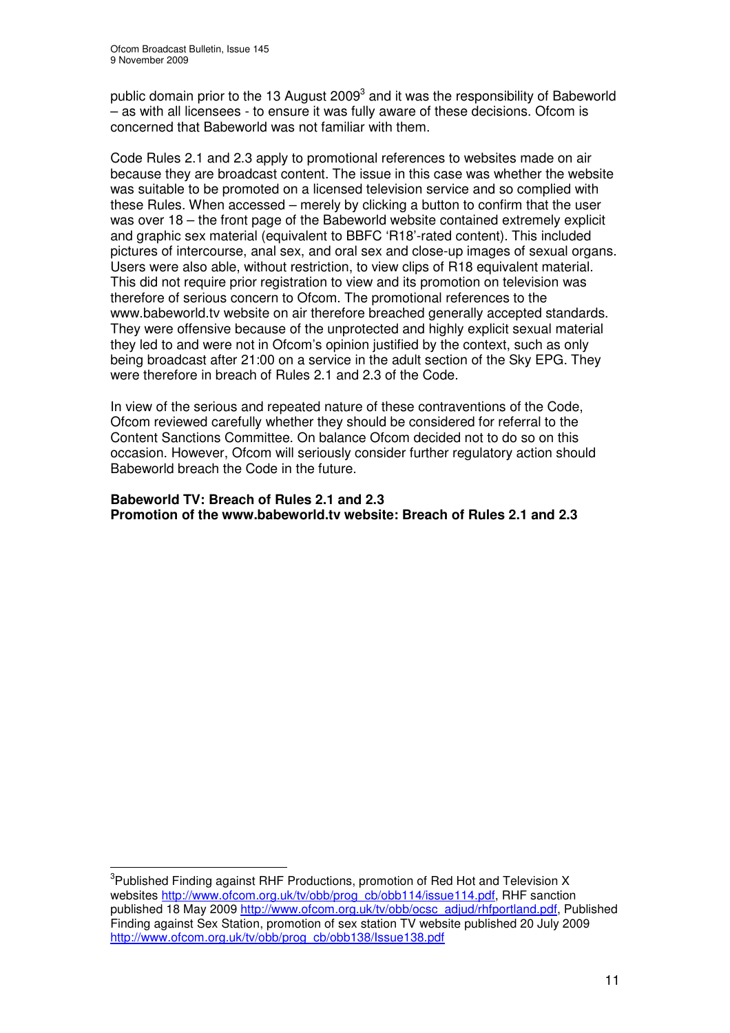public domain prior to the 13 August 2009[3] and it was the responsibility of Babeworld – as with all licensees - to ensure it was fully aware of these decisions. Ofcom is concerned that Babeworld was not familiar with them.

Code Rules 2.1 and 2.3 apply to promotional references to websites made on air because they are broadcast content. The issue in this case was whether the website was suitable to be promoted on a licensed television service and so complied with these Rules. When accessed – merely by clicking a button to confirm that the user was over 18 – the front page of the Babeworld website contained extremely explicit and graphic sex material (equivalent to BBFC 'R18'-rated content). This included pictures of intercourse, anal sex, and oral sex and close-up images of sexual organs. Users were also able, without restriction, to view clips of R18 equivalent material. This did not require prior registration to view and its promotion on television was therefore of serious concern to Ofcom. The promotional references to the www.babeworld.tv website on air therefore breached generally accepted standards. They were offensive because of the unprotected and highly explicit sexual material they led to and were not in Ofcom's opinion justified by the context, such as only being broadcast after 21:00 on a service in the adult section of the Sky EPG. They were therefore in breach of Rules 2.1 and 2.3 of the Code.

In view of the serious and repeated nature of these contraventions of the Code, Ofcom reviewed carefully whether they should be considered for referral to the Content Sanctions Committee. On balance Ofcom decided not to do so on this occasion. However, Ofcom will seriously consider further regulatory action should Babeworld breach the Code in the future.

**Babeworld TV: Breach of Rules 2.1 and 2.3**
**Promotion of the www.babeworld.tv website: Breach of Rules 2.1 and 2.3**

---

[3] Published Finding against RHF Productions, promotion of Red Hot and Television X websites http://www.ofcom.org.uk/tv/obb/prog_cb/obb114/issue114.pdf, RHF sanction published 18 May 2009 http://www.ofcom.org.uk/tv/obb/ocsc_adjud/rhfportland.pdf, Published Finding against Sex Station, promotion of sex station TV website published 20 July 2009 http://www.ofcom.org.uk/tv/obb/prog_cb/obb138/Issue138.pdf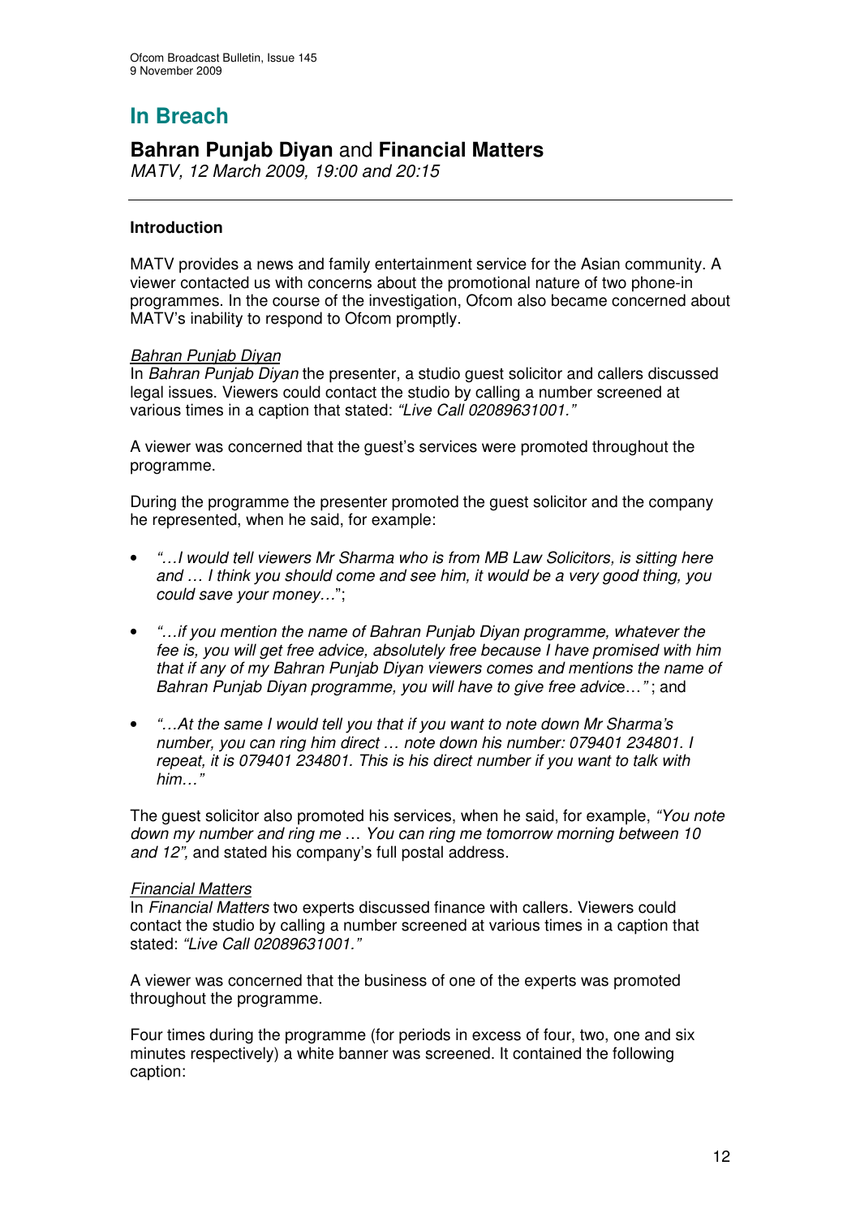# In Breach

## **Bahran Punjab Diyan** and **Financial Matters**

*MATV, 12 March 2009, 19:00 and 20:15*

---

### Introduction

MATV provides a news and family entertainment service for the Asian community. A viewer contacted us with concerns about the promotional nature of two phone-in programmes. In the course of the investigation, Ofcom also became concerned about MATV's inability to respond to Ofcom promptly.

*Bahran Punjab Diyan*

In *Bahran Punjab Diyan* the presenter, a studio guest solicitor and callers discussed legal issues. Viewers could contact the studio by calling a number screened at various times in a caption that stated: *"Live Call 02089631001."*

A viewer was concerned that the guest's services were promoted throughout the programme.

During the programme the presenter promoted the guest solicitor and the company he represented, when he said, for example:

- *"…I would tell viewers Mr Sharma who is from MB Law Solicitors, is sitting here and … I think you should come and see him, it would be a very good thing, you could save your money…*";
- *"…if you mention the name of Bahran Punjab Diyan programme, whatever the fee is, you will get free advice, absolutely free because I have promised with him that if any of my Bahran Punjab Diyan viewers comes and mentions the name of Bahran Punjab Diyan programme, you will have to give free advice…"* ; and
- *"…At the same I would tell you that if you want to note down Mr Sharma's number, you can ring him direct … note down his number: 079401 234801. I repeat, it is 079401 234801. This is his direct number if you want to talk with him…"*

The guest solicitor also promoted his services, when he said, for example, *"You note down my number and ring me … You can ring me tomorrow morning between 10 and 12"*, and stated his company's full postal address.

*Financial Matters*

In *Financial Matters* two experts discussed finance with callers. Viewers could contact the studio by calling a number screened at various times in a caption that stated: *"Live Call 02089631001."*

A viewer was concerned that the business of one of the experts was promoted throughout the programme.

Four times during the programme (for periods in excess of four, two, one and six minutes respectively) a white banner was screened. It contained the following caption: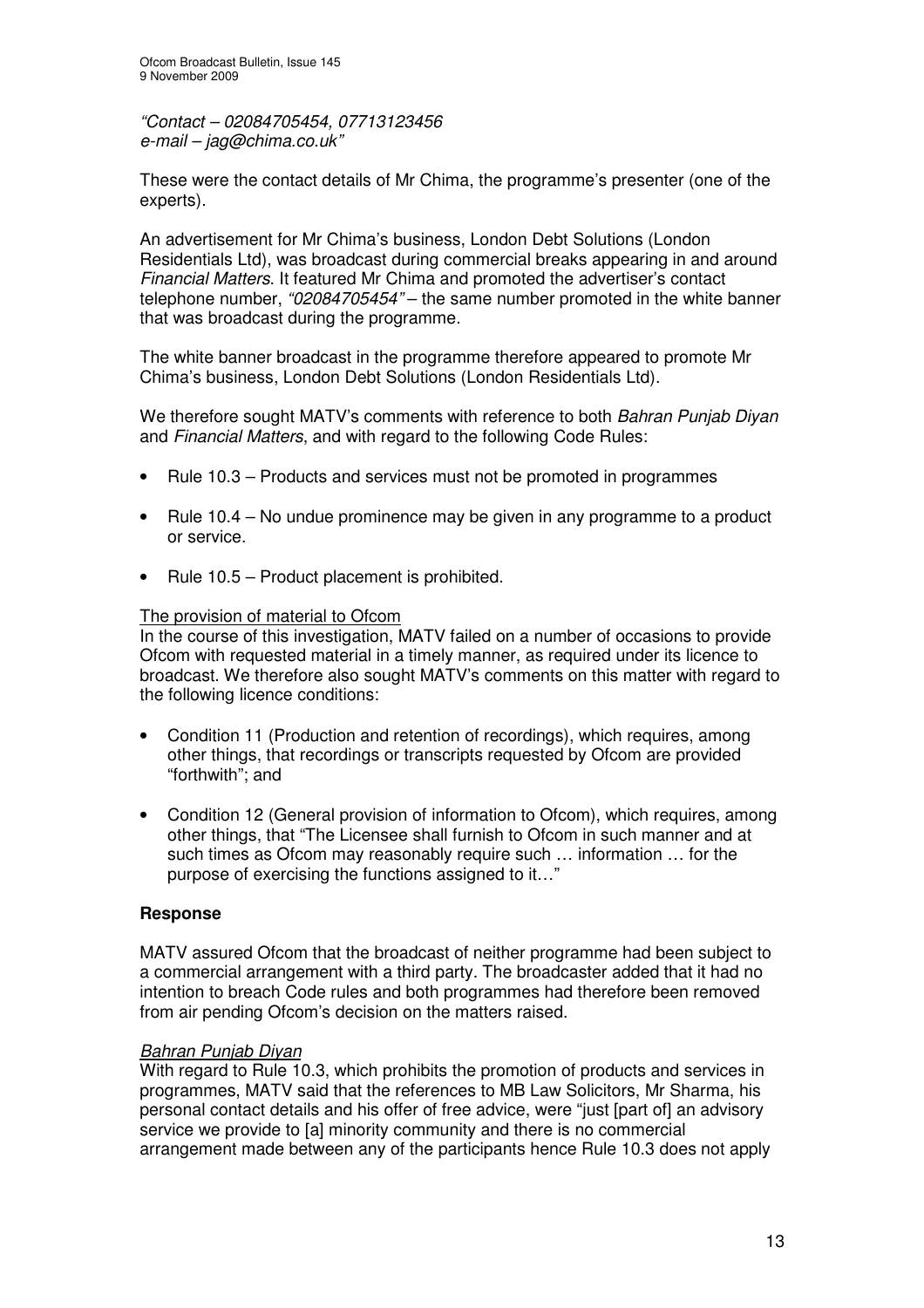*"Contact – 02084705454, 07713123456*
*e-mail – jag@chima.co.uk"*

These were the contact details of Mr Chima, the programme's presenter (one of the experts).

An advertisement for Mr Chima's business, London Debt Solutions (London Residentials Ltd), was broadcast during commercial breaks appearing in and around *Financial Matters*. It featured Mr Chima and promoted the advertiser's contact telephone number, *"02084705454"* – the same number promoted in the white banner that was broadcast during the programme.

The white banner broadcast in the programme therefore appeared to promote Mr Chima's business, London Debt Solutions (London Residentials Ltd).

We therefore sought MATV's comments with reference to both *Bahran Punjab Diyan* and *Financial Matters*, and with regard to the following Code Rules:

- Rule 10.3 – Products and services must not be promoted in programmes
- Rule 10.4 – No undue prominence may be given in any programme to a product or service.
- Rule 10.5 – Product placement is prohibited.

The provision of material to Ofcom

In the course of this investigation, MATV failed on a number of occasions to provide Ofcom with requested material in a timely manner, as required under its licence to broadcast. We therefore also sought MATV's comments on this matter with regard to the following licence conditions:

- Condition 11 (Production and retention of recordings), which requires, among other things, that recordings or transcripts requested by Ofcom are provided "forthwith"; and
- Condition 12 (General provision of information to Ofcom), which requires, among other things, that "The Licensee shall furnish to Ofcom in such manner and at such times as Ofcom may reasonably require such … information … for the purpose of exercising the functions assigned to it…"

**Response**

MATV assured Ofcom that the broadcast of neither programme had been subject to a commercial arrangement with a third party. The broadcaster added that it had no intention to breach Code rules and both programmes had therefore been removed from air pending Ofcom's decision on the matters raised.

*Bahran Punjab Diyan*

With regard to Rule 10.3, which prohibits the promotion of products and services in programmes, MATV said that the references to MB Law Solicitors, Mr Sharma, his personal contact details and his offer of free advice, were "just [part of] an advisory service we provide to [a] minority community and there is no commercial arrangement made between any of the participants hence Rule 10.3 does not apply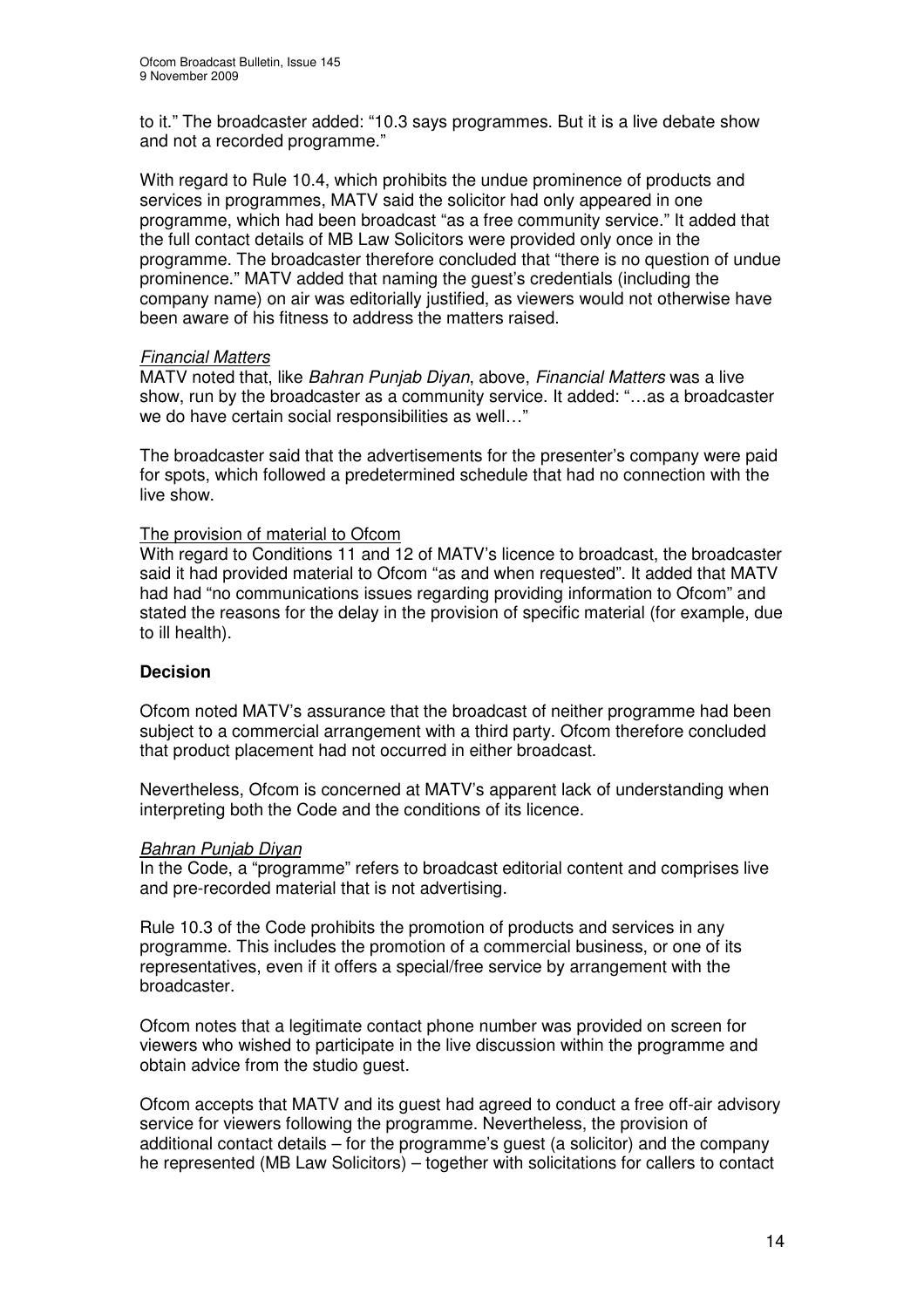to it." The broadcaster added: "10.3 says programmes. But it is a live debate show and not a recorded programme."

With regard to Rule 10.4, which prohibits the undue prominence of products and services in programmes, MATV said the solicitor had only appeared in one programme, which had been broadcast "as a free community service." It added that the full contact details of MB Law Solicitors were provided only once in the programme. The broadcaster therefore concluded that "there is no question of undue prominence." MATV added that naming the guest's credentials (including the company name) on air was editorially justified, as viewers would not otherwise have been aware of his fitness to address the matters raised.

*Financial Matters*

MATV noted that, like *Bahran Punjab Diyan*, above, *Financial Matters* was a live show, run by the broadcaster as a community service. It added: "…as a broadcaster we do have certain social responsibilities as well…"

The broadcaster said that the advertisements for the presenter's company were paid for spots, which followed a predetermined schedule that had no connection with the live show.

The provision of material to Ofcom

With regard to Conditions 11 and 12 of MATV's licence to broadcast, the broadcaster said it had provided material to Ofcom "as and when requested". It added that MATV had had "no communications issues regarding providing information to Ofcom" and stated the reasons for the delay in the provision of specific material (for example, due to ill health).

**Decision**

Ofcom noted MATV's assurance that the broadcast of neither programme had been subject to a commercial arrangement with a third party. Ofcom therefore concluded that product placement had not occurred in either broadcast.

Nevertheless, Ofcom is concerned at MATV's apparent lack of understanding when interpreting both the Code and the conditions of its licence.

*Bahran Punjab Diyan*

In the Code, a "programme" refers to broadcast editorial content and comprises live and pre-recorded material that is not advertising.

Rule 10.3 of the Code prohibits the promotion of products and services in any programme. This includes the promotion of a commercial business, or one of its representatives, even if it offers a special/free service by arrangement with the broadcaster.

Ofcom notes that a legitimate contact phone number was provided on screen for viewers who wished to participate in the live discussion within the programme and obtain advice from the studio guest.

Ofcom accepts that MATV and its guest had agreed to conduct a free off-air advisory service for viewers following the programme. Nevertheless, the provision of additional contact details – for the programme's guest (a solicitor) and the company he represented (MB Law Solicitors) – together with solicitations for callers to contact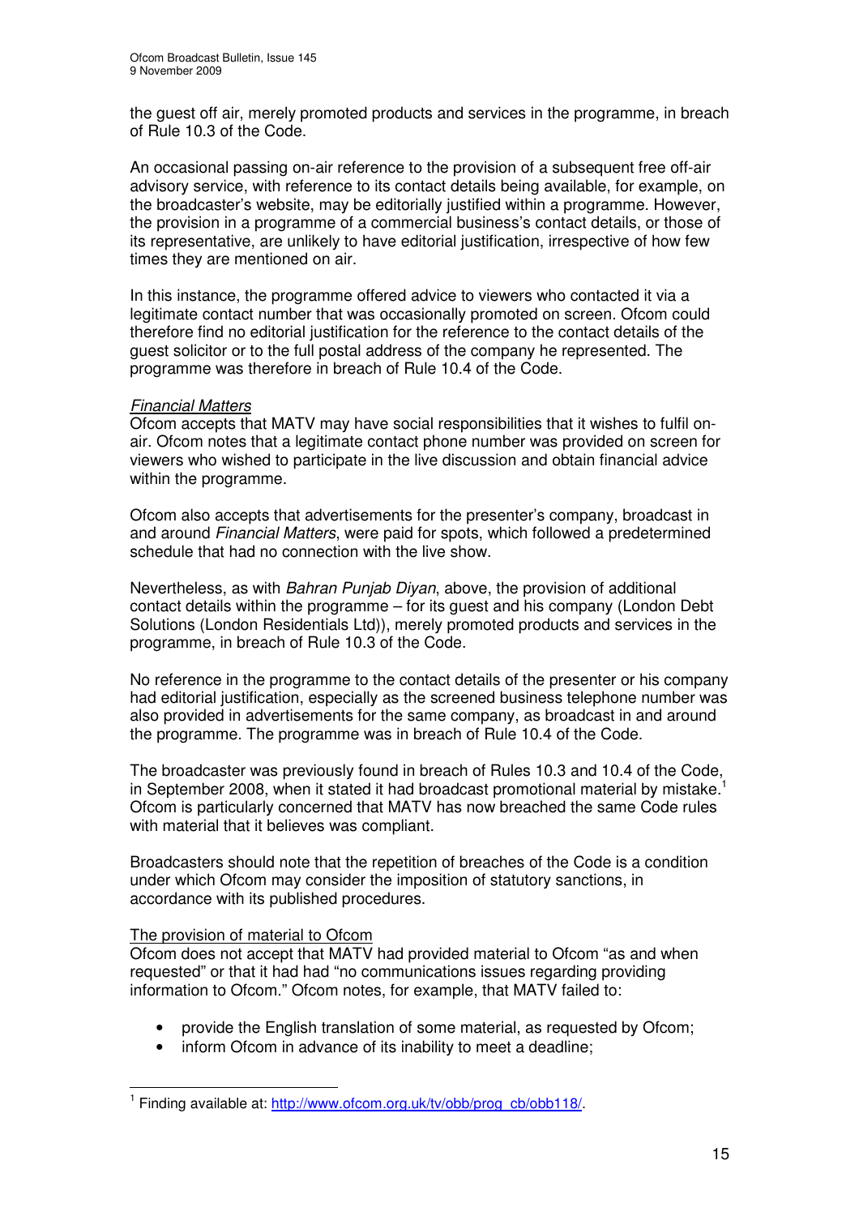the guest off air, merely promoted products and services in the programme, in breach of Rule 10.3 of the Code.

An occasional passing on-air reference to the provision of a subsequent free off-air advisory service, with reference to its contact details being available, for example, on the broadcaster's website, may be editorially justified within a programme. However, the provision in a programme of a commercial business's contact details, or those of its representative, are unlikely to have editorial justification, irrespective of how few times they are mentioned on air.

In this instance, the programme offered advice to viewers who contacted it via a legitimate contact number that was occasionally promoted on screen. Ofcom could therefore find no editorial justification for the reference to the contact details of the guest solicitor or to the full postal address of the company he represented. The programme was therefore in breach of Rule 10.4 of the Code.

_Financial Matters_

Ofcom accepts that MATV may have social responsibilities that it wishes to fulfil on-air. Ofcom notes that a legitimate contact phone number was provided on screen for viewers who wished to participate in the live discussion and obtain financial advice within the programme.

Ofcom also accepts that advertisements for the presenter's company, broadcast in and around *Financial Matters*, were paid for spots, which followed a predetermined schedule that had no connection with the live show.

Nevertheless, as with *Bahran Punjab Diyan*, above, the provision of additional contact details within the programme – for its guest and his company (London Debt Solutions (London Residentials Ltd)), merely promoted products and services in the programme, in breach of Rule 10.3 of the Code.

No reference in the programme to the contact details of the presenter or his company had editorial justification, especially as the screened business telephone number was also provided in advertisements for the same company, as broadcast in and around the programme. The programme was in breach of Rule 10.4 of the Code.

The broadcaster was previously found in breach of Rules 10.3 and 10.4 of the Code, in September 2008, when it stated it had broadcast promotional material by mistake.[1] Ofcom is particularly concerned that MATV has now breached the same Code rules with material that it believes was compliant.

Broadcasters should note that the repetition of breaches of the Code is a condition under which Ofcom may consider the imposition of statutory sanctions, in accordance with its published procedures.

_The provision of material to Ofcom_

Ofcom does not accept that MATV had provided material to Ofcom "as and when requested" or that it had had "no communications issues regarding providing information to Ofcom." Ofcom notes, for example, that MATV failed to:

- provide the English translation of some material, as requested by Ofcom;
- inform Ofcom in advance of its inability to meet a deadline;

[1] Finding available at: http://www.ofcom.org.uk/tv/obb/prog_cb/obb118/.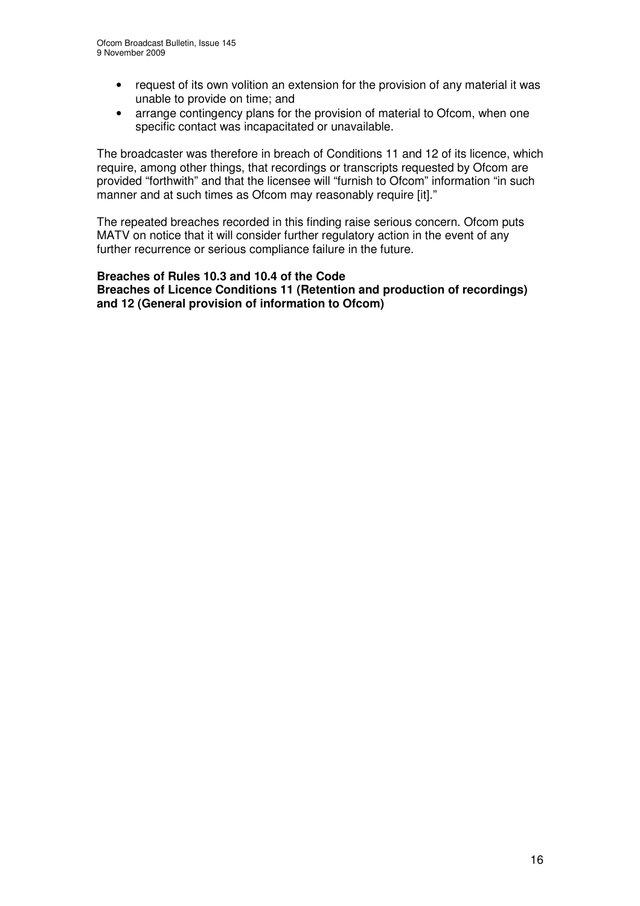- request of its own volition an extension for the provision of any material it was unable to provide on time; and
- arrange contingency plans for the provision of material to Ofcom, when one specific contact was incapacitated or unavailable.

The broadcaster was therefore in breach of Conditions 11 and 12 of its licence, which require, among other things, that recordings or transcripts requested by Ofcom are provided "forthwith" and that the licensee will "furnish to Ofcom" information "in such manner and at such times as Ofcom may reasonably require [it]."

The repeated breaches recorded in this finding raise serious concern. Ofcom puts MATV on notice that it will consider further regulatory action in the event of any further recurrence or serious compliance failure in the future.

**Breaches of Rules 10.3 and 10.4 of the Code**
**Breaches of Licence Conditions 11 (Retention and production of recordings) and 12 (General provision of information to Ofcom)**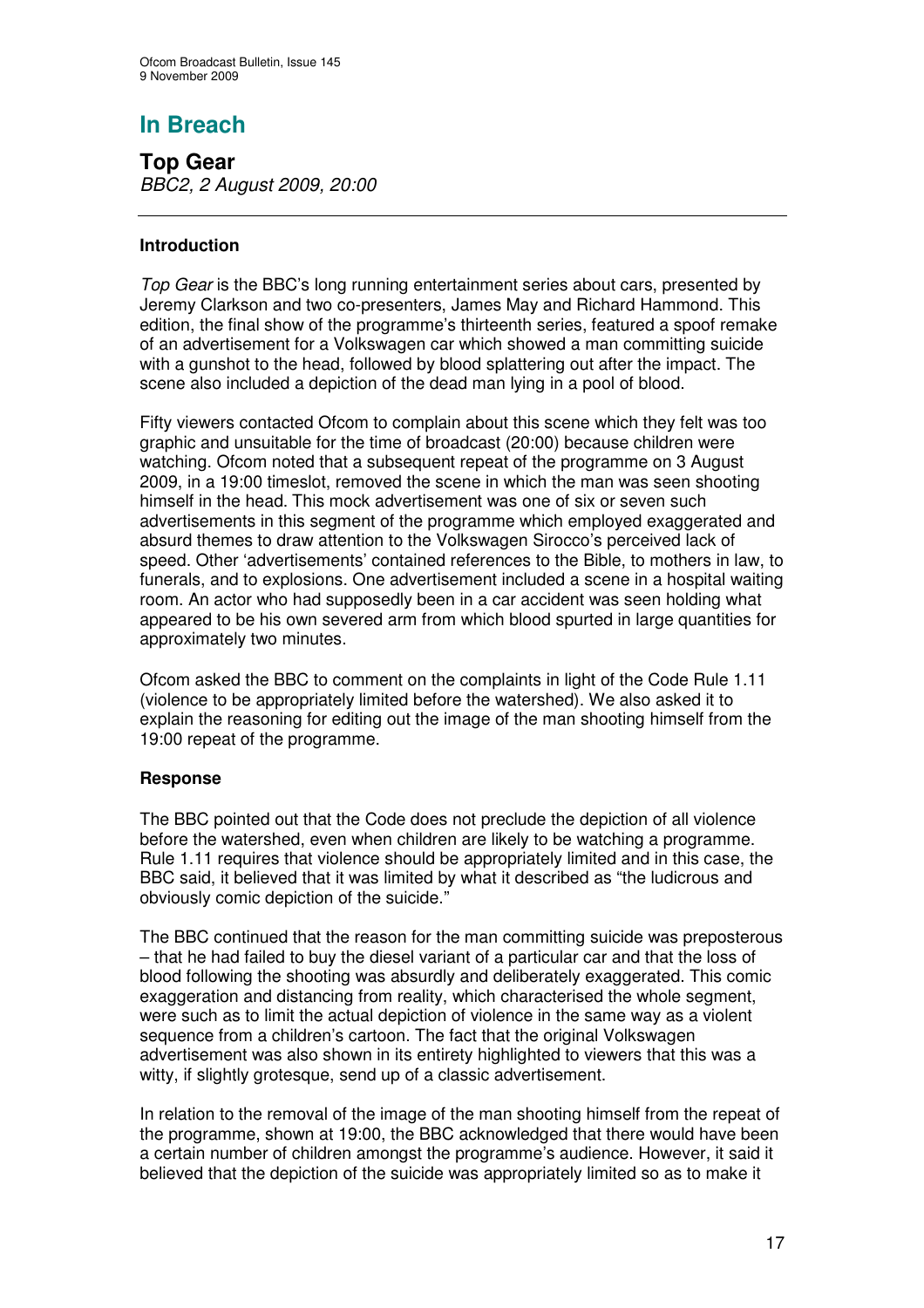# In Breach

## Top Gear

*BBC2, 2 August 2009, 20:00*

---

### Introduction

*Top Gear* is the BBC's long running entertainment series about cars, presented by Jeremy Clarkson and two co-presenters, James May and Richard Hammond. This edition, the final show of the programme's thirteenth series, featured a spoof remake of an advertisement for a Volkswagen car which showed a man committing suicide with a gunshot to the head, followed by blood splattering out after the impact. The scene also included a depiction of the dead man lying in a pool of blood.

Fifty viewers contacted Ofcom to complain about this scene which they felt was too graphic and unsuitable for the time of broadcast (20:00) because children were watching. Ofcom noted that a subsequent repeat of the programme on 3 August 2009, in a 19:00 timeslot, removed the scene in which the man was seen shooting himself in the head. This mock advertisement was one of six or seven such advertisements in this segment of the programme which employed exaggerated and absurd themes to draw attention to the Volkswagen Sirocco's perceived lack of speed. Other 'advertisements' contained references to the Bible, to mothers in law, to funerals, and to explosions. One advertisement included a scene in a hospital waiting room. An actor who had supposedly been in a car accident was seen holding what appeared to be his own severed arm from which blood spurted in large quantities for approximately two minutes.

Ofcom asked the BBC to comment on the complaints in light of the Code Rule 1.11 (violence to be appropriately limited before the watershed). We also asked it to explain the reasoning for editing out the image of the man shooting himself from the 19:00 repeat of the programme.

### Response

The BBC pointed out that the Code does not preclude the depiction of all violence before the watershed, even when children are likely to be watching a programme. Rule 1.11 requires that violence should be appropriately limited and in this case, the BBC said, it believed that it was limited by what it described as "the ludicrous and obviously comic depiction of the suicide."

The BBC continued that the reason for the man committing suicide was preposterous – that he had failed to buy the diesel variant of a particular car and that the loss of blood following the shooting was absurdly and deliberately exaggerated. This comic exaggeration and distancing from reality, which characterised the whole segment, were such as to limit the actual depiction of violence in the same way as a violent sequence from a children's cartoon. The fact that the original Volkswagen advertisement was also shown in its entirety highlighted to viewers that this was a witty, if slightly grotesque, send up of a classic advertisement.

In relation to the removal of the image of the man shooting himself from the repeat of the programme, shown at 19:00, the BBC acknowledged that there would have been a certain number of children amongst the programme's audience. However, it said it believed that the depiction of the suicide was appropriately limited so as to make it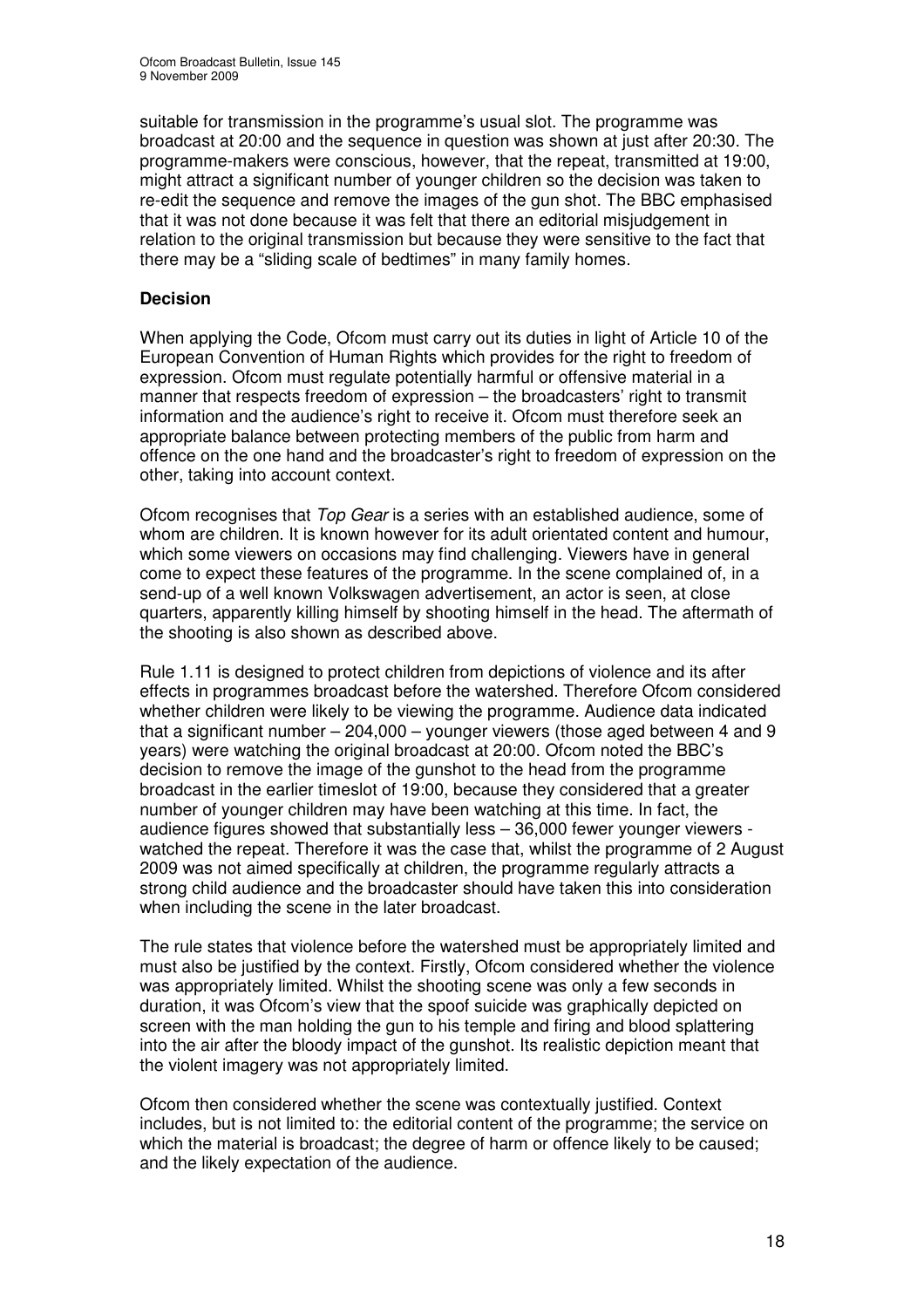suitable for transmission in the programme's usual slot. The programme was broadcast at 20:00 and the sequence in question was shown at just after 20:30. The programme-makers were conscious, however, that the repeat, transmitted at 19:00, might attract a significant number of younger children so the decision was taken to re-edit the sequence and remove the images of the gun shot. The BBC emphasised that it was not done because it was felt that there an editorial misjudgement in relation to the original transmission but because they were sensitive to the fact that there may be a "sliding scale of bedtimes" in many family homes.

**Decision**

When applying the Code, Ofcom must carry out its duties in light of Article 10 of the European Convention of Human Rights which provides for the right to freedom of expression. Ofcom must regulate potentially harmful or offensive material in a manner that respects freedom of expression – the broadcasters' right to transmit information and the audience's right to receive it. Ofcom must therefore seek an appropriate balance between protecting members of the public from harm and offence on the one hand and the broadcaster's right to freedom of expression on the other, taking into account context.

Ofcom recognises that *Top Gear* is a series with an established audience, some of whom are children. It is known however for its adult orientated content and humour, which some viewers on occasions may find challenging. Viewers have in general come to expect these features of the programme. In the scene complained of, in a send-up of a well known Volkswagen advertisement, an actor is seen, at close quarters, apparently killing himself by shooting himself in the head. The aftermath of the shooting is also shown as described above.

Rule 1.11 is designed to protect children from depictions of violence and its after effects in programmes broadcast before the watershed. Therefore Ofcom considered whether children were likely to be viewing the programme. Audience data indicated that a significant number – 204,000 – younger viewers (those aged between 4 and 9 years) were watching the original broadcast at 20:00. Ofcom noted the BBC's decision to remove the image of the gunshot to the head from the programme broadcast in the earlier timeslot of 19:00, because they considered that a greater number of younger children may have been watching at this time. In fact, the audience figures showed that substantially less – 36,000 fewer younger viewers - watched the repeat. Therefore it was the case that, whilst the programme of 2 August 2009 was not aimed specifically at children, the programme regularly attracts a strong child audience and the broadcaster should have taken this into consideration when including the scene in the later broadcast.

The rule states that violence before the watershed must be appropriately limited and must also be justified by the context. Firstly, Ofcom considered whether the violence was appropriately limited. Whilst the shooting scene was only a few seconds in duration, it was Ofcom's view that the spoof suicide was graphically depicted on screen with the man holding the gun to his temple and firing and blood splattering into the air after the bloody impact of the gunshot. Its realistic depiction meant that the violent imagery was not appropriately limited.

Ofcom then considered whether the scene was contextually justified. Context includes, but is not limited to: the editorial content of the programme; the service on which the material is broadcast; the degree of harm or offence likely to be caused; and the likely expectation of the audience.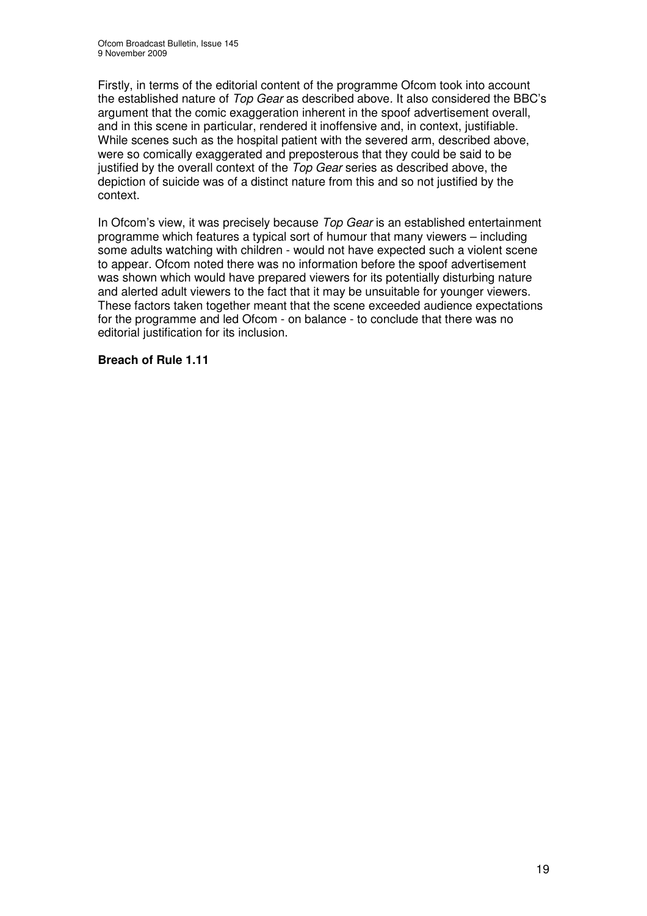Firstly, in terms of the editorial content of the programme Ofcom took into account the established nature of *Top Gear* as described above. It also considered the BBC's argument that the comic exaggeration inherent in the spoof advertisement overall, and in this scene in particular, rendered it inoffensive and, in context, justifiable. While scenes such as the hospital patient with the severed arm, described above, were so comically exaggerated and preposterous that they could be said to be justified by the overall context of the *Top Gear* series as described above, the depiction of suicide was of a distinct nature from this and so not justified by the context.

In Ofcom's view, it was precisely because *Top Gear* is an established entertainment programme which features a typical sort of humour that many viewers – including some adults watching with children - would not have expected such a violent scene to appear. Ofcom noted there was no information before the spoof advertisement was shown which would have prepared viewers for its potentially disturbing nature and alerted adult viewers to the fact that it may be unsuitable for younger viewers. These factors taken together meant that the scene exceeded audience expectations for the programme and led Ofcom - on balance - to conclude that there was no editorial justification for its inclusion.

**Breach of Rule 1.11**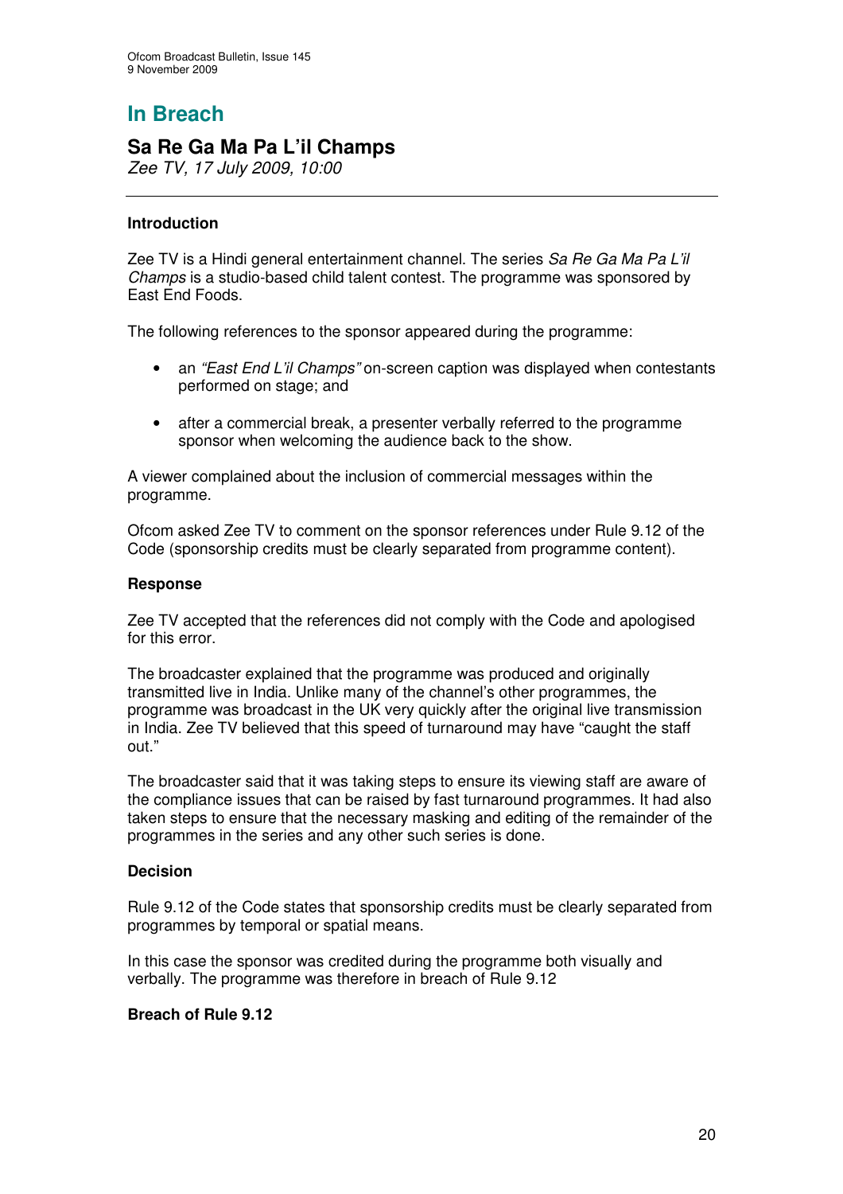# In Breach

## Sa Re Ga Ma Pa L'il Champs

*Zee TV, 17 July 2009, 10:00*

---

### Introduction

Zee TV is a Hindi general entertainment channel. The series *Sa Re Ga Ma Pa L'il Champs* is a studio-based child talent contest. The programme was sponsored by East End Foods.

The following references to the sponsor appeared during the programme:

- an *"East End L'il Champs"* on-screen caption was displayed when contestants performed on stage; and
- after a commercial break, a presenter verbally referred to the programme sponsor when welcoming the audience back to the show.

A viewer complained about the inclusion of commercial messages within the programme.

Ofcom asked Zee TV to comment on the sponsor references under Rule 9.12 of the Code (sponsorship credits must be clearly separated from programme content).

### Response

Zee TV accepted that the references did not comply with the Code and apologised for this error.

The broadcaster explained that the programme was produced and originally transmitted live in India. Unlike many of the channel's other programmes, the programme was broadcast in the UK very quickly after the original live transmission in India. Zee TV believed that this speed of turnaround may have "caught the staff out."

The broadcaster said that it was taking steps to ensure its viewing staff are aware of the compliance issues that can be raised by fast turnaround programmes. It had also taken steps to ensure that the necessary masking and editing of the remainder of the programmes in the series and any other such series is done.

### Decision

Rule 9.12 of the Code states that sponsorship credits must be clearly separated from programmes by temporal or spatial means.

In this case the sponsor was credited during the programme both visually and verbally. The programme was therefore in breach of Rule 9.12

**Breach of Rule 9.12**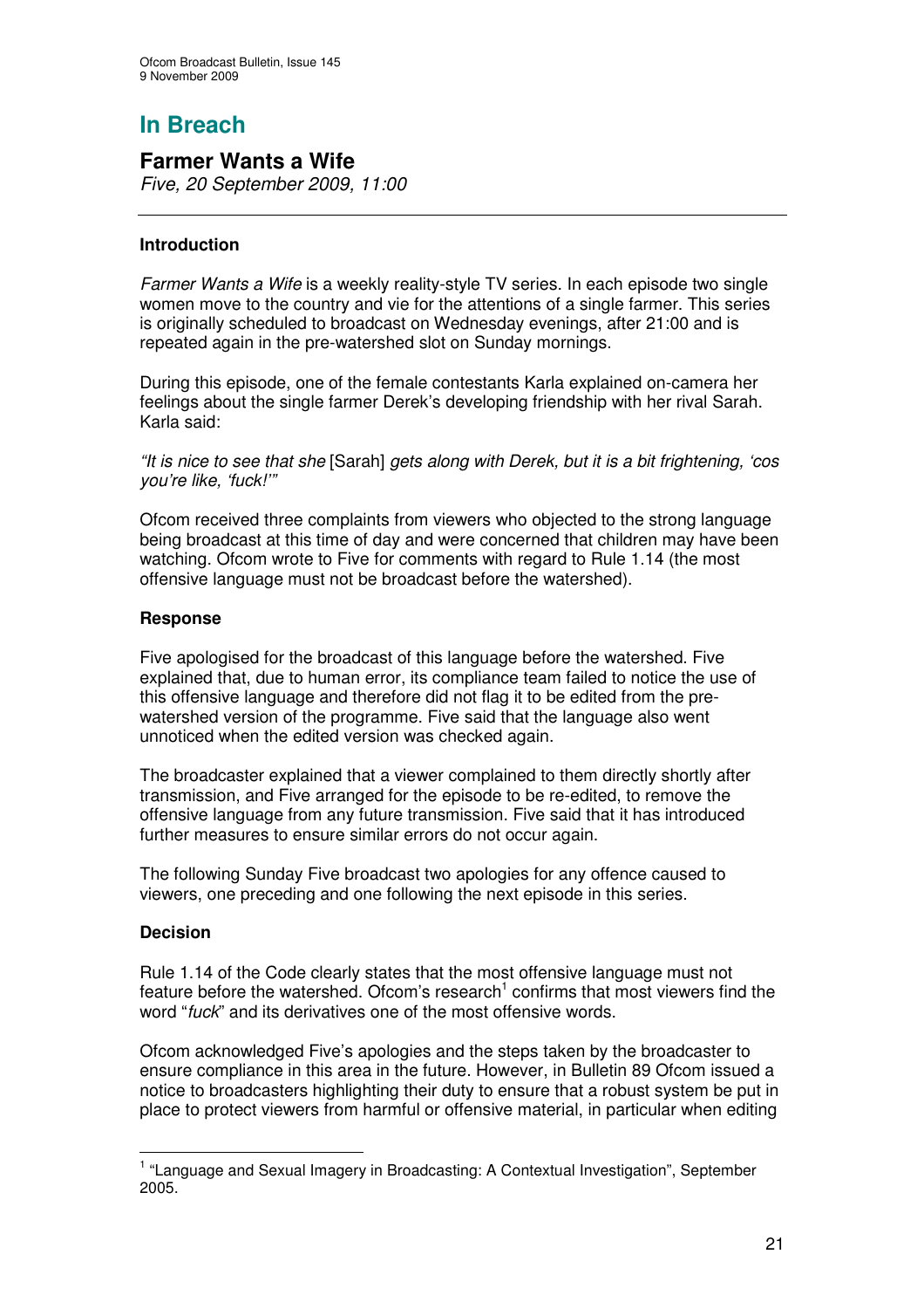# In Breach

## Farmer Wants a Wife

*Five, 20 September 2009, 11:00*

---

### Introduction

*Farmer Wants a Wife* is a weekly reality-style TV series. In each episode two single women move to the country and vie for the attentions of a single farmer. This series is originally scheduled to broadcast on Wednesday evenings, after 21:00 and is repeated again in the pre-watershed slot on Sunday mornings.

During this episode, one of the female contestants Karla explained on-camera her feelings about the single farmer Derek's developing friendship with her rival Sarah. Karla said:

*"It is nice to see that she* [Sarah] *gets along with Derek, but it is a bit frightening, 'cos you're like, 'fuck!'"*

Ofcom received three complaints from viewers who objected to the strong language being broadcast at this time of day and were concerned that children may have been watching. Ofcom wrote to Five for comments with regard to Rule 1.14 (the most offensive language must not be broadcast before the watershed).

### Response

Five apologised for the broadcast of this language before the watershed. Five explained that, due to human error, its compliance team failed to notice the use of this offensive language and therefore did not flag it to be edited from the pre-watershed version of the programme. Five said that the language also went unnoticed when the edited version was checked again.

The broadcaster explained that a viewer complained to them directly shortly after transmission, and Five arranged for the episode to be re-edited, to remove the offensive language from any future transmission. Five said that it has introduced further measures to ensure similar errors do not occur again.

The following Sunday Five broadcast two apologies for any offence caused to viewers, one preceding and one following the next episode in this series.

### Decision

Rule 1.14 of the Code clearly states that the most offensive language must not feature before the watershed. Ofcom's research[1] confirms that most viewers find the word "*fuck*" and its derivatives one of the most offensive words.

Ofcom acknowledged Five's apologies and the steps taken by the broadcaster to ensure compliance in this area in the future. However, in Bulletin 89 Ofcom issued a notice to broadcasters highlighting their duty to ensure that a robust system be put in place to protect viewers from harmful or offensive material, in particular when editing

---

[1] "Language and Sexual Imagery in Broadcasting: A Contextual Investigation", September 2005.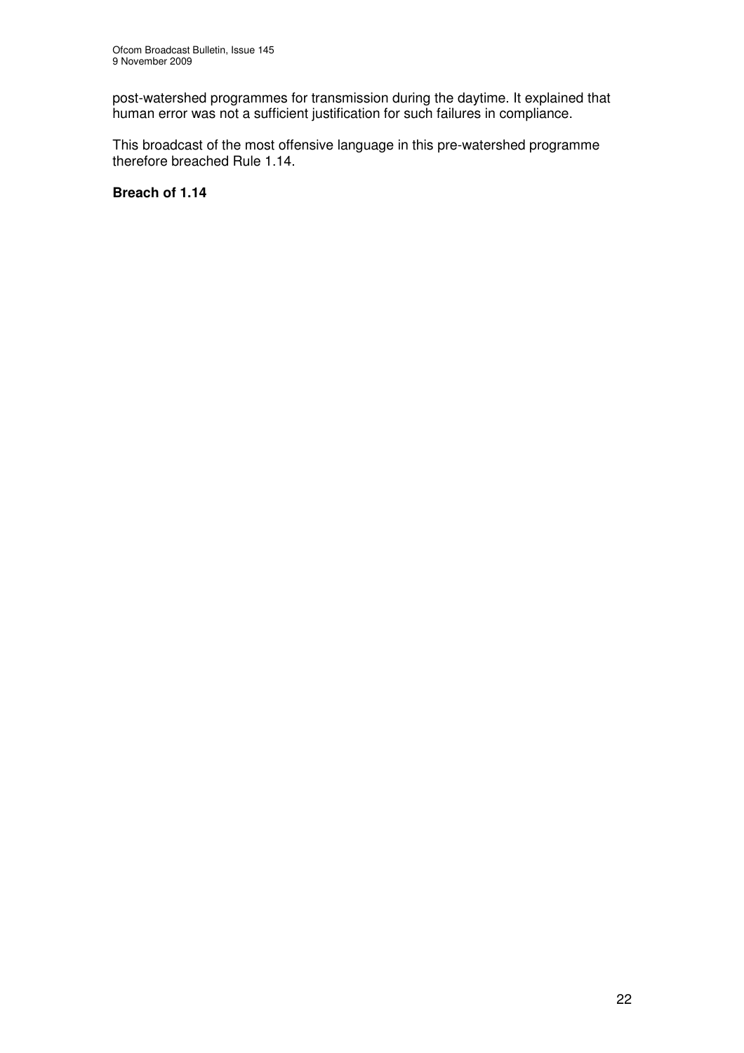post-watershed programmes for transmission during the daytime. It explained that human error was not a sufficient justification for such failures in compliance.

This broadcast of the most offensive language in this pre-watershed programme therefore breached Rule 1.14.

**Breach of 1.14**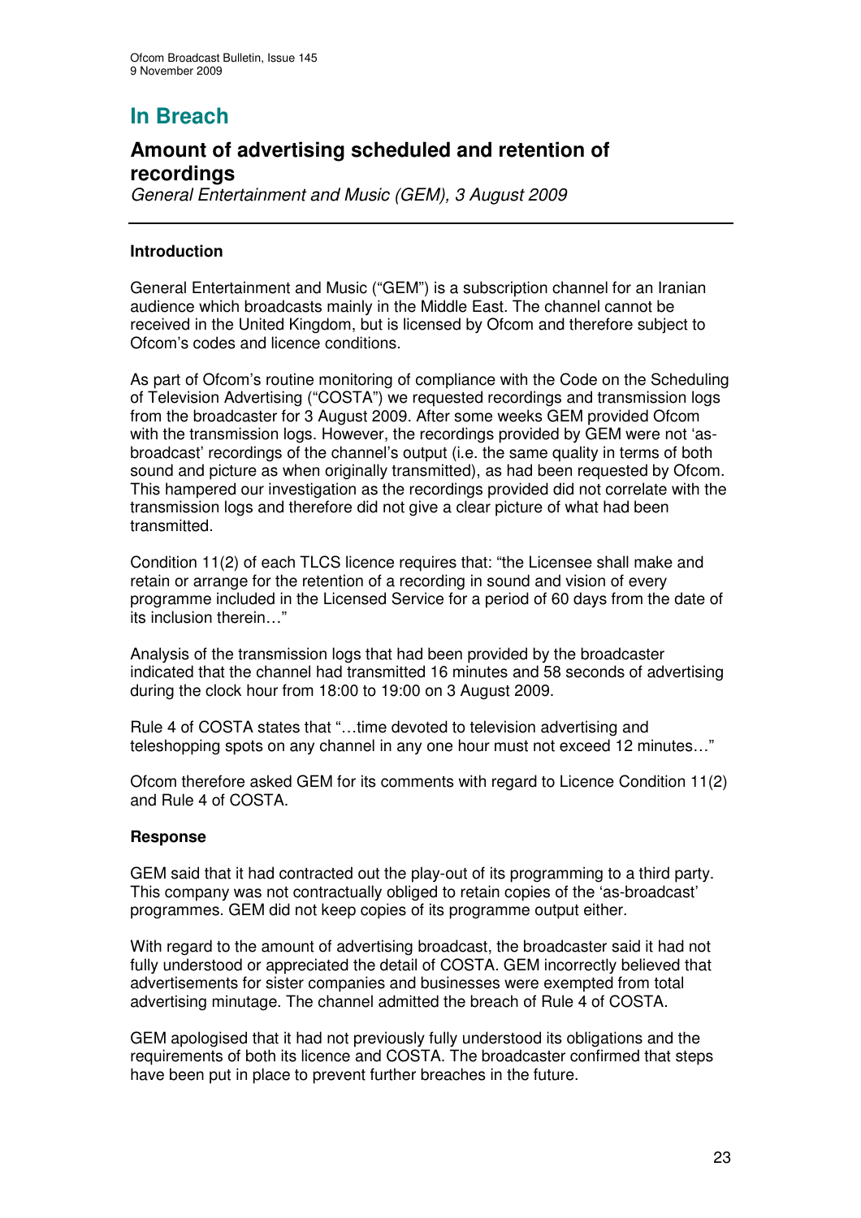# In Breach

## Amount of advertising scheduled and retention of recordings

*General Entertainment and Music (GEM), 3 August 2009*

---

**Introduction**

General Entertainment and Music ("GEM") is a subscription channel for an Iranian audience which broadcasts mainly in the Middle East. The channel cannot be received in the United Kingdom, but is licensed by Ofcom and therefore subject to Ofcom's codes and licence conditions.

As part of Ofcom's routine monitoring of compliance with the Code on the Scheduling of Television Advertising ("COSTA") we requested recordings and transmission logs from the broadcaster for 3 August 2009. After some weeks GEM provided Ofcom with the transmission logs. However, the recordings provided by GEM were not 'as-broadcast' recordings of the channel's output (i.e. the same quality in terms of both sound and picture as when originally transmitted), as had been requested by Ofcom. This hampered our investigation as the recordings provided did not correlate with the transmission logs and therefore did not give a clear picture of what had been transmitted.

Condition 11(2) of each TLCS licence requires that: "the Licensee shall make and retain or arrange for the retention of a recording in sound and vision of every programme included in the Licensed Service for a period of 60 days from the date of its inclusion therein…"

Analysis of the transmission logs that had been provided by the broadcaster indicated that the channel had transmitted 16 minutes and 58 seconds of advertising during the clock hour from 18:00 to 19:00 on 3 August 2009.

Rule 4 of COSTA states that "…time devoted to television advertising and teleshopping spots on any channel in any one hour must not exceed 12 minutes…"

Ofcom therefore asked GEM for its comments with regard to Licence Condition 11(2) and Rule 4 of COSTA.

**Response**

GEM said that it had contracted out the play-out of its programming to a third party. This company was not contractually obliged to retain copies of the 'as-broadcast' programmes. GEM did not keep copies of its programme output either.

With regard to the amount of advertising broadcast, the broadcaster said it had not fully understood or appreciated the detail of COSTA. GEM incorrectly believed that advertisements for sister companies and businesses were exempted from total advertising minutage. The channel admitted the breach of Rule 4 of COSTA.

GEM apologised that it had not previously fully understood its obligations and the requirements of both its licence and COSTA. The broadcaster confirmed that steps have been put in place to prevent further breaches in the future.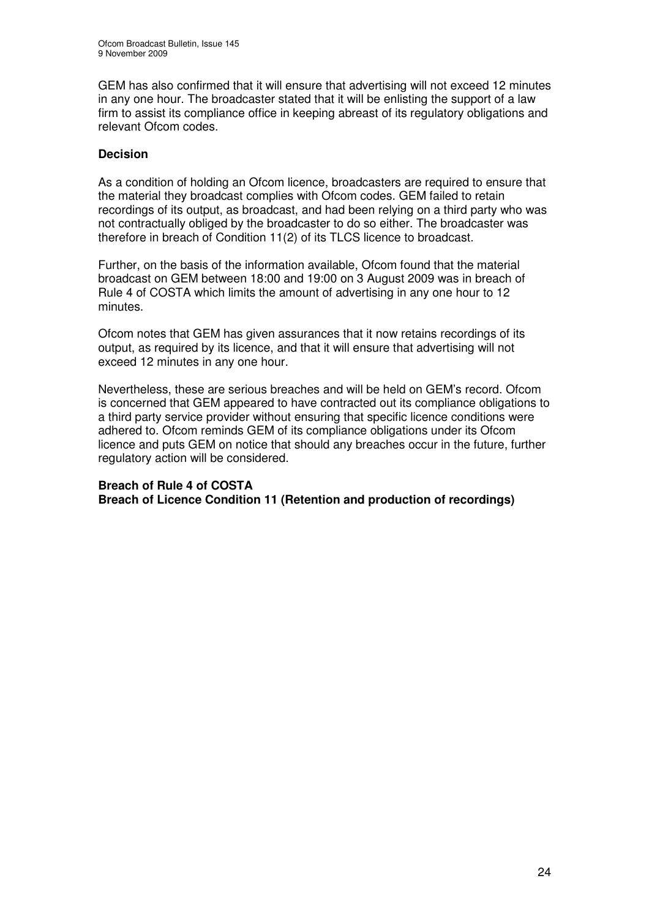GEM has also confirmed that it will ensure that advertising will not exceed 12 minutes in any one hour. The broadcaster stated that it will be enlisting the support of a law firm to assist its compliance office in keeping abreast of its regulatory obligations and relevant Ofcom codes.

**Decision**

As a condition of holding an Ofcom licence, broadcasters are required to ensure that the material they broadcast complies with Ofcom codes. GEM failed to retain recordings of its output, as broadcast, and had been relying on a third party who was not contractually obliged by the broadcaster to do so either. The broadcaster was therefore in breach of Condition 11(2) of its TLCS licence to broadcast.

Further, on the basis of the information available, Ofcom found that the material broadcast on GEM between 18:00 and 19:00 on 3 August 2009 was in breach of Rule 4 of COSTA which limits the amount of advertising in any one hour to 12 minutes.

Ofcom notes that GEM has given assurances that it now retains recordings of its output, as required by its licence, and that it will ensure that advertising will not exceed 12 minutes in any one hour.

Nevertheless, these are serious breaches and will be held on GEM's record. Ofcom is concerned that GEM appeared to have contracted out its compliance obligations to a third party service provider without ensuring that specific licence conditions were adhered to. Ofcom reminds GEM of its compliance obligations under its Ofcom licence and puts GEM on notice that should any breaches occur in the future, further regulatory action will be considered.

**Breach of Rule 4 of COSTA**
**Breach of Licence Condition 11 (Retention and production of recordings)**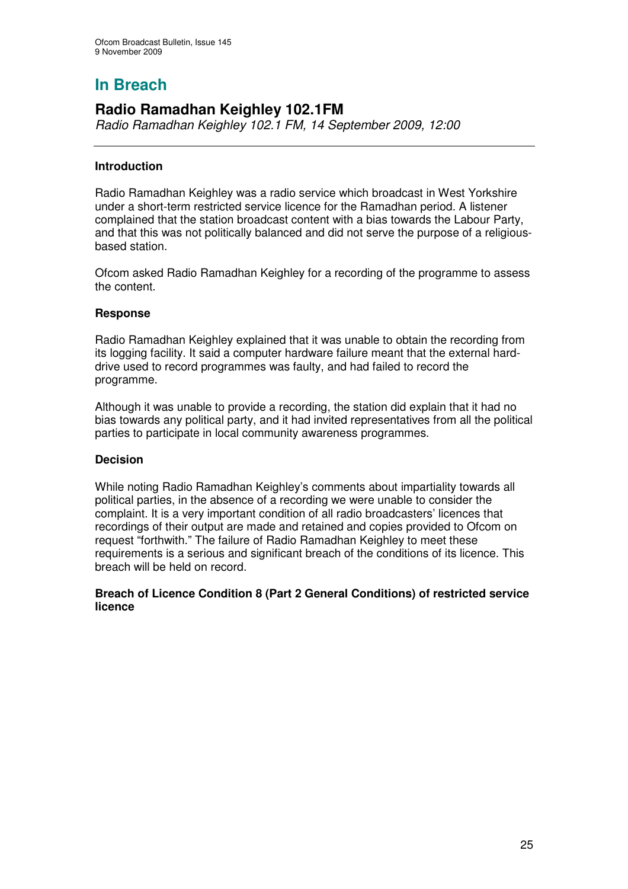# In Breach

## Radio Ramadhan Keighley 102.1FM

*Radio Ramadhan Keighley 102.1 FM, 14 September 2009, 12:00*

---

### Introduction

Radio Ramadhan Keighley was a radio service which broadcast in West Yorkshire under a short-term restricted service licence for the Ramadhan period. A listener complained that the station broadcast content with a bias towards the Labour Party, and that this was not politically balanced and did not serve the purpose of a religious-based station.

Ofcom asked Radio Ramadhan Keighley for a recording of the programme to assess the content.

### Response

Radio Ramadhan Keighley explained that it was unable to obtain the recording from its logging facility. It said a computer hardware failure meant that the external hard-drive used to record programmes was faulty, and had failed to record the programme.

Although it was unable to provide a recording, the station did explain that it had no bias towards any political party, and it had invited representatives from all the political parties to participate in local community awareness programmes.

### Decision

While noting Radio Ramadhan Keighley's comments about impartiality towards all political parties, in the absence of a recording we were unable to consider the complaint. It is a very important condition of all radio broadcasters' licences that recordings of their output are made and retained and copies provided to Ofcom on request "forthwith." The failure of Radio Ramadhan Keighley to meet these requirements is a serious and significant breach of the conditions of its licence. This breach will be held on record.

**Breach of Licence Condition 8 (Part 2 General Conditions) of restricted service licence**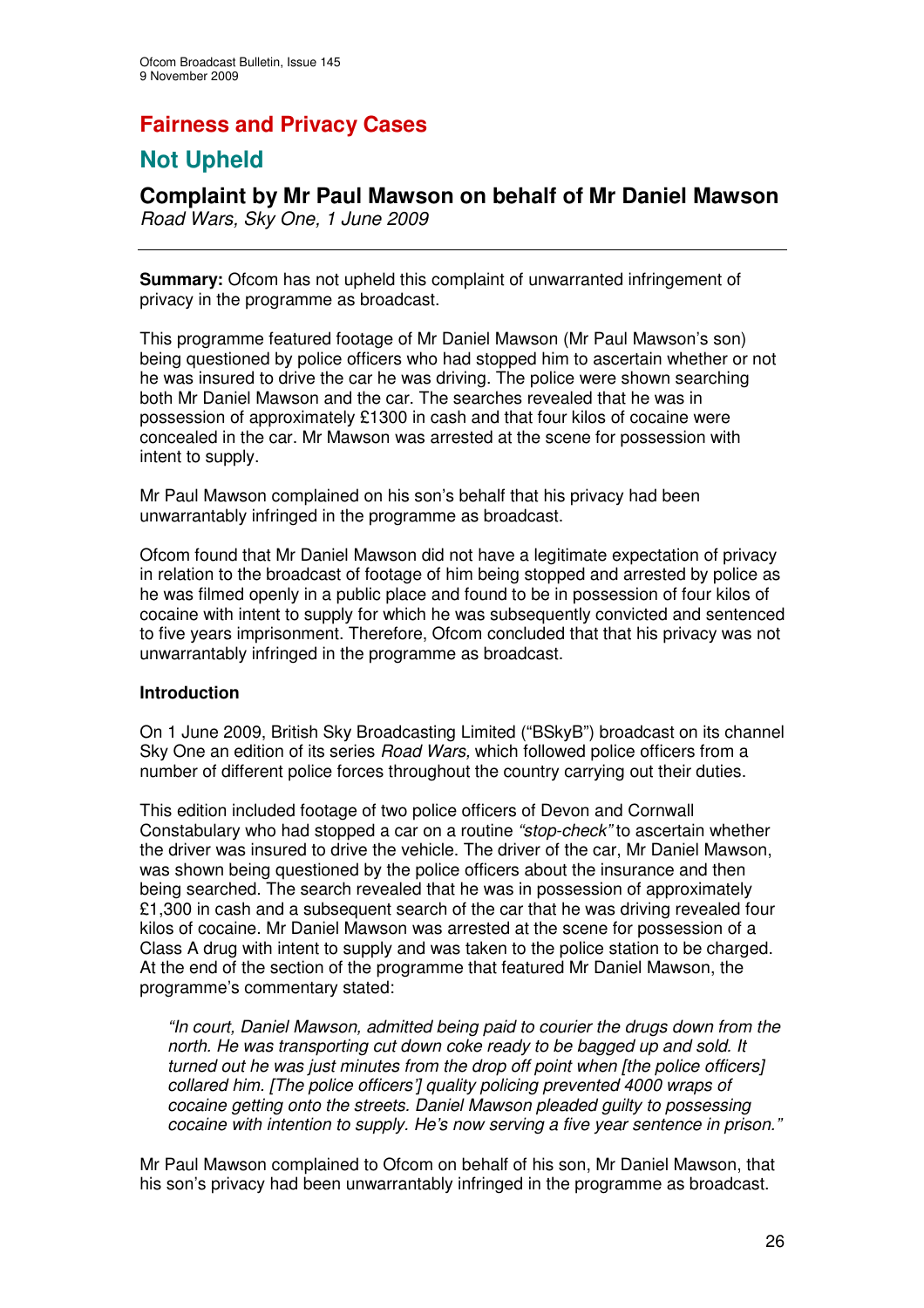# Fairness and Privacy Cases

## Not Upheld

### Complaint by Mr Paul Mawson on behalf of Mr Daniel Mawson

*Road Wars, Sky One, 1 June 2009*

---

**Summary:** Ofcom has not upheld this complaint of unwarranted infringement of privacy in the programme as broadcast.

This programme featured footage of Mr Daniel Mawson (Mr Paul Mawson's son) being questioned by police officers who had stopped him to ascertain whether or not he was insured to drive the car he was driving. The police were shown searching both Mr Daniel Mawson and the car. The searches revealed that he was in possession of approximately £1300 in cash and that four kilos of cocaine were concealed in the car. Mr Mawson was arrested at the scene for possession with intent to supply.

Mr Paul Mawson complained on his son's behalf that his privacy had been unwarrantably infringed in the programme as broadcast.

Ofcom found that Mr Daniel Mawson did not have a legitimate expectation of privacy in relation to the broadcast of footage of him being stopped and arrested by police as he was filmed openly in a public place and found to be in possession of four kilos of cocaine with intent to supply for which he was subsequently convicted and sentenced to five years imprisonment. Therefore, Ofcom concluded that that his privacy was not unwarrantably infringed in the programme as broadcast.

**Introduction**

On 1 June 2009, British Sky Broadcasting Limited ("BSkyB") broadcast on its channel Sky One an edition of its series *Road Wars,* which followed police officers from a number of different police forces throughout the country carrying out their duties.

This edition included footage of two police officers of Devon and Cornwall Constabulary who had stopped a car on a routine *"stop-check"* to ascertain whether the driver was insured to drive the vehicle. The driver of the car, Mr Daniel Mawson, was shown being questioned by the police officers about the insurance and then being searched. The search revealed that he was in possession of approximately £1,300 in cash and a subsequent search of the car that he was driving revealed four kilos of cocaine. Mr Daniel Mawson was arrested at the scene for possession of a Class A drug with intent to supply and was taken to the police station to be charged. At the end of the section of the programme that featured Mr Daniel Mawson, the programme's commentary stated:

> *"In court, Daniel Mawson, admitted being paid to courier the drugs down from the north. He was transporting cut down coke ready to be bagged up and sold. It turned out he was just minutes from the drop off point when [the police officers] collared him. [The police officers'] quality policing prevented 4000 wraps of cocaine getting onto the streets. Daniel Mawson pleaded guilty to possessing cocaine with intention to supply. He's now serving a five year sentence in prison."*

Mr Paul Mawson complained to Ofcom on behalf of his son, Mr Daniel Mawson, that his son's privacy had been unwarrantably infringed in the programme as broadcast.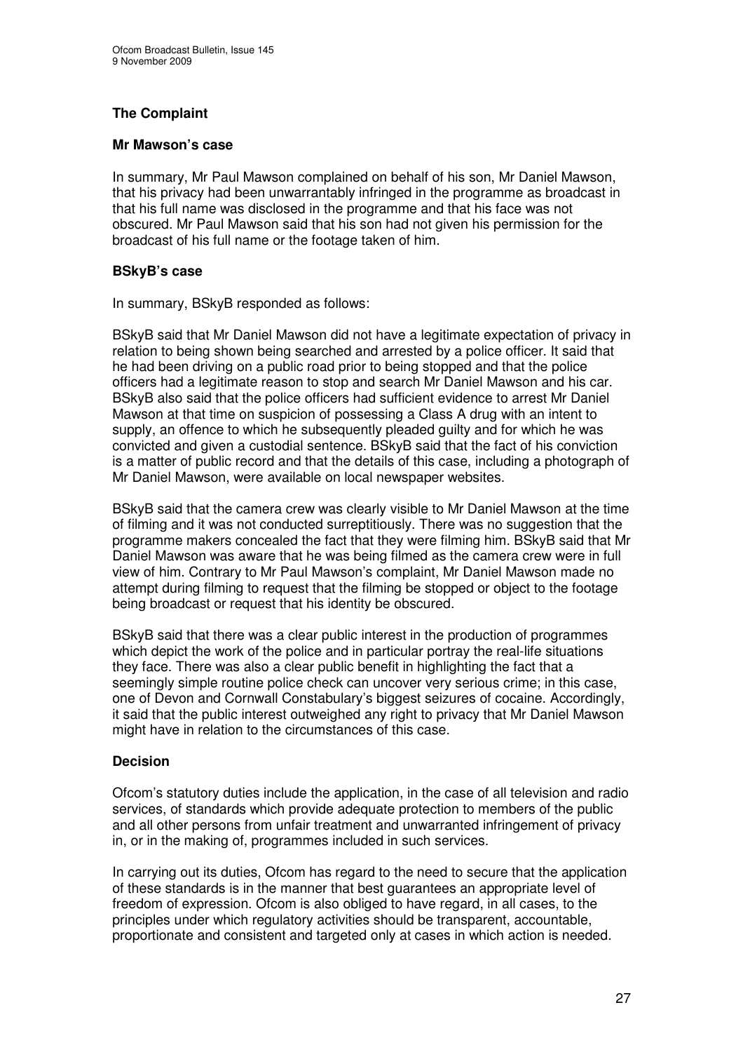### The Complaint

#### Mr Mawson's case

In summary, Mr Paul Mawson complained on behalf of his son, Mr Daniel Mawson, that his privacy had been unwarrantably infringed in the programme as broadcast in that his full name was disclosed in the programme and that his face was not obscured. Mr Paul Mawson said that his son had not given his permission for the broadcast of his full name or the footage taken of him.

#### BSkyB's case

In summary, BSkyB responded as follows:

BSkyB said that Mr Daniel Mawson did not have a legitimate expectation of privacy in relation to being shown being searched and arrested by a police officer. It said that he had been driving on a public road prior to being stopped and that the police officers had a legitimate reason to stop and search Mr Daniel Mawson and his car. BSkyB also said that the police officers had sufficient evidence to arrest Mr Daniel Mawson at that time on suspicion of possessing a Class A drug with an intent to supply, an offence to which he subsequently pleaded guilty and for which he was convicted and given a custodial sentence. BSkyB said that the fact of his conviction is a matter of public record and that the details of this case, including a photograph of Mr Daniel Mawson, were available on local newspaper websites.

BSkyB said that the camera crew was clearly visible to Mr Daniel Mawson at the time of filming and it was not conducted surreptitiously. There was no suggestion that the programme makers concealed the fact that they were filming him. BSkyB said that Mr Daniel Mawson was aware that he was being filmed as the camera crew were in full view of him. Contrary to Mr Paul Mawson's complaint, Mr Daniel Mawson made no attempt during filming to request that the filming be stopped or object to the footage being broadcast or request that his identity be obscured.

BSkyB said that there was a clear public interest in the production of programmes which depict the work of the police and in particular portray the real-life situations they face. There was also a clear public benefit in highlighting the fact that a seemingly simple routine police check can uncover very serious crime; in this case, one of Devon and Cornwall Constabulary's biggest seizures of cocaine. Accordingly, it said that the public interest outweighed any right to privacy that Mr Daniel Mawson might have in relation to the circumstances of this case.

### Decision

Ofcom's statutory duties include the application, in the case of all television and radio services, of standards which provide adequate protection to members of the public and all other persons from unfair treatment and unwarranted infringement of privacy in, or in the making of, programmes included in such services.

In carrying out its duties, Ofcom has regard to the need to secure that the application of these standards is in the manner that best guarantees an appropriate level of freedom of expression. Ofcom is also obliged to have regard, in all cases, to the principles under which regulatory activities should be transparent, accountable, proportionate and consistent and targeted only at cases in which action is needed.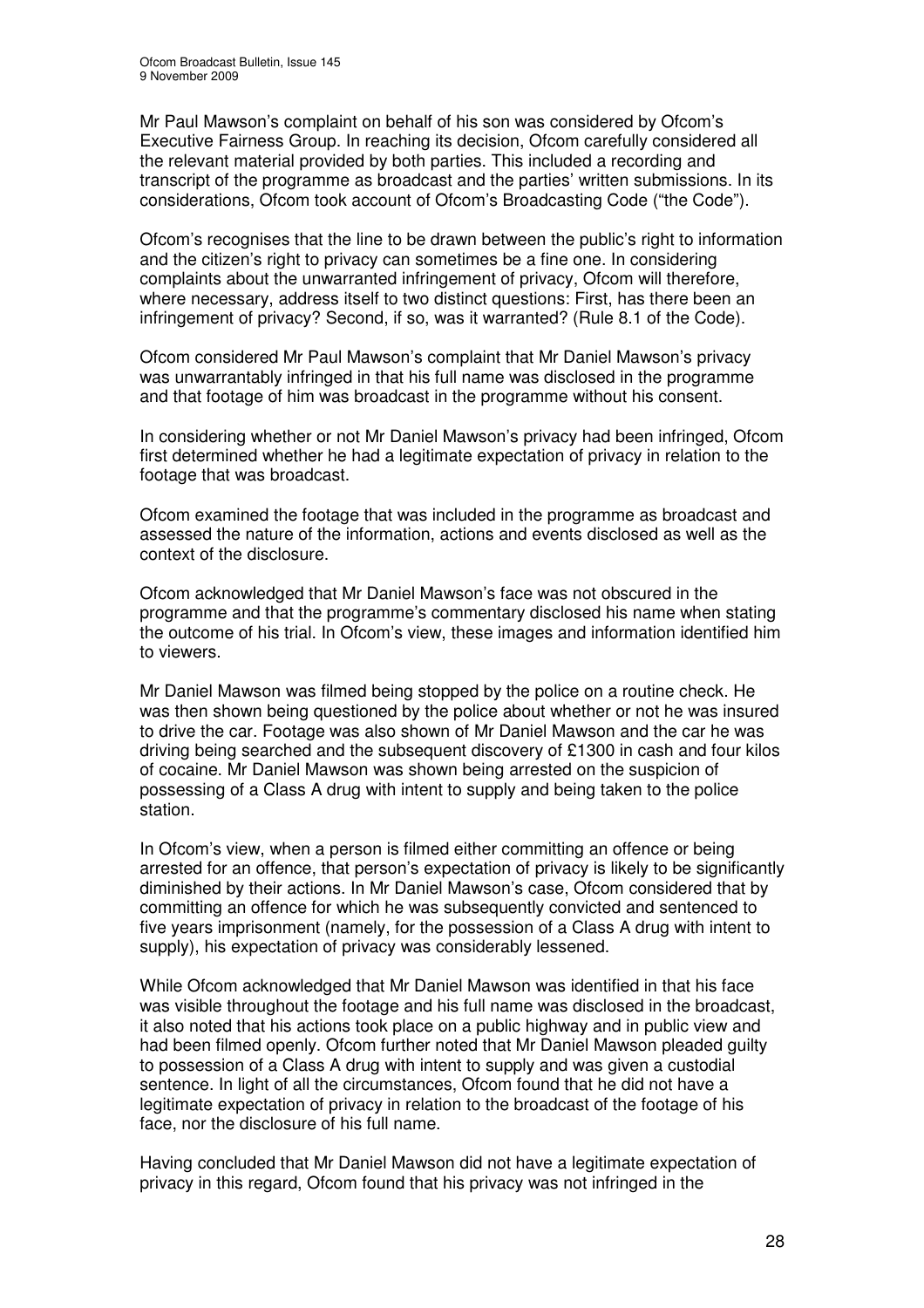Mr Paul Mawson's complaint on behalf of his son was considered by Ofcom's Executive Fairness Group. In reaching its decision, Ofcom carefully considered all the relevant material provided by both parties. This included a recording and transcript of the programme as broadcast and the parties' written submissions. In its considerations, Ofcom took account of Ofcom's Broadcasting Code ("the Code").

Ofcom's recognises that the line to be drawn between the public's right to information and the citizen's right to privacy can sometimes be a fine one. In considering complaints about the unwarranted infringement of privacy, Ofcom will therefore, where necessary, address itself to two distinct questions: First, has there been an infringement of privacy? Second, if so, was it warranted? (Rule 8.1 of the Code).

Ofcom considered Mr Paul Mawson's complaint that Mr Daniel Mawson's privacy was unwarrantably infringed in that his full name was disclosed in the programme and that footage of him was broadcast in the programme without his consent.

In considering whether or not Mr Daniel Mawson's privacy had been infringed, Ofcom first determined whether he had a legitimate expectation of privacy in relation to the footage that was broadcast.

Ofcom examined the footage that was included in the programme as broadcast and assessed the nature of the information, actions and events disclosed as well as the context of the disclosure.

Ofcom acknowledged that Mr Daniel Mawson's face was not obscured in the programme and that the programme's commentary disclosed his name when stating the outcome of his trial. In Ofcom's view, these images and information identified him to viewers.

Mr Daniel Mawson was filmed being stopped by the police on a routine check. He was then shown being questioned by the police about whether or not he was insured to drive the car. Footage was also shown of Mr Daniel Mawson and the car he was driving being searched and the subsequent discovery of £1300 in cash and four kilos of cocaine. Mr Daniel Mawson was shown being arrested on the suspicion of possessing of a Class A drug with intent to supply and being taken to the police station.

In Ofcom's view, when a person is filmed either committing an offence or being arrested for an offence, that person's expectation of privacy is likely to be significantly diminished by their actions. In Mr Daniel Mawson's case, Ofcom considered that by committing an offence for which he was subsequently convicted and sentenced to five years imprisonment (namely, for the possession of a Class A drug with intent to supply), his expectation of privacy was considerably lessened.

While Ofcom acknowledged that Mr Daniel Mawson was identified in that his face was visible throughout the footage and his full name was disclosed in the broadcast, it also noted that his actions took place on a public highway and in public view and had been filmed openly. Ofcom further noted that Mr Daniel Mawson pleaded guilty to possession of a Class A drug with intent to supply and was given a custodial sentence. In light of all the circumstances, Ofcom found that he did not have a legitimate expectation of privacy in relation to the broadcast of the footage of his face, nor the disclosure of his full name.

Having concluded that Mr Daniel Mawson did not have a legitimate expectation of privacy in this regard, Ofcom found that his privacy was not infringed in the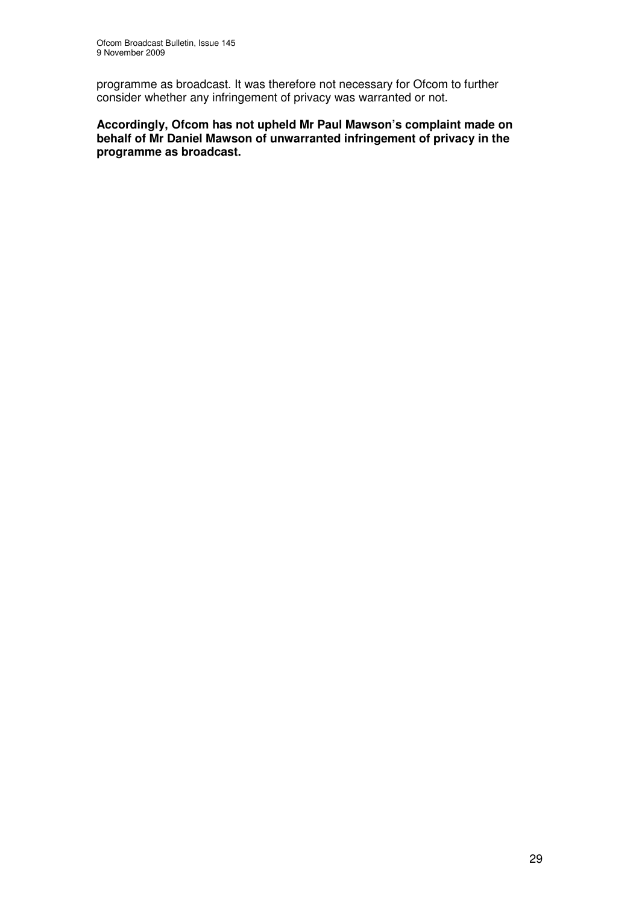programme as broadcast. It was therefore not necessary for Ofcom to further consider whether any infringement of privacy was warranted or not.

**Accordingly, Ofcom has not upheld Mr Paul Mawson's complaint made on behalf of Mr Daniel Mawson of unwarranted infringement of privacy in the programme as broadcast.**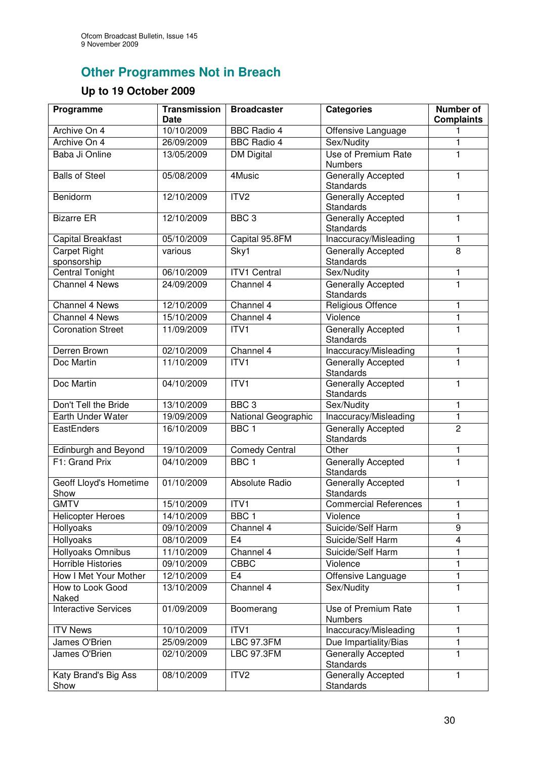## Other Programmes Not in Breach

### Up to 19 October 2009

| Programme | Transmission Date | Broadcaster | Categories | Number of Complaints |
|---|---|---|---|---|
| Archive On 4 | 10/10/2009 | BBC Radio 4 | Offensive Language | 1 |
| Archive On 4 | 26/09/2009 | BBC Radio 4 | Sex/Nudity | 1 |
| Baba Ji Online | 13/05/2009 | DM Digital | Use of Premium Rate Numbers | 1 |
| Balls of Steel | 05/08/2009 | 4Music | Generally Accepted Standards | 1 |
| Benidorm | 12/10/2009 | ITV2 | Generally Accepted Standards | 1 |
| Bizarre ER | 12/10/2009 | BBC 3 | Generally Accepted Standards | 1 |
| Capital Breakfast | 05/10/2009 | Capital 95.8FM | Inaccuracy/Misleading | 1 |
| Carpet Right sponsorship | various | Sky1 | Generally Accepted Standards | 8 |
| Central Tonight | 06/10/2009 | ITV1 Central | Sex/Nudity | 1 |
| Channel 4 News | 24/09/2009 | Channel 4 | Generally Accepted Standards | 1 |
| Channel 4 News | 12/10/2009 | Channel 4 | Religious Offence | 1 |
| Channel 4 News | 15/10/2009 | Channel 4 | Violence | 1 |
| Coronation Street | 11/09/2009 | ITV1 | Generally Accepted Standards | 1 |
| Derren Brown | 02/10/2009 | Channel 4 | Inaccuracy/Misleading | 1 |
| Doc Martin | 11/10/2009 | ITV1 | Generally Accepted Standards | 1 |
| Doc Martin | 04/10/2009 | ITV1 | Generally Accepted Standards | 1 |
| Don't Tell the Bride | 13/10/2009 | BBC 3 | Sex/Nudity | 1 |
| Earth Under Water | 19/09/2009 | National Geographic | Inaccuracy/Misleading | 1 |
| EastEnders | 16/10/2009 | BBC 1 | Generally Accepted Standards | 2 |
| Edinburgh and Beyond | 19/10/2009 | Comedy Central | Other | 1 |
| F1: Grand Prix | 04/10/2009 | BBC 1 | Generally Accepted Standards | 1 |
| Geoff Lloyd's Hometime Show | 01/10/2009 | Absolute Radio | Generally Accepted Standards | 1 |
| GMTV | 15/10/2009 | ITV1 | Commercial References | 1 |
| Helicopter Heroes | 14/10/2009 | BBC 1 | Violence | 1 |
| Hollyoaks | 09/10/2009 | Channel 4 | Suicide/Self Harm | 9 |
| Hollyoaks | 08/10/2009 | E4 | Suicide/Self Harm | 4 |
| Hollyoaks Omnibus | 11/10/2009 | Channel 4 | Suicide/Self Harm | 1 |
| Horrible Histories | 09/10/2009 | CBBC | Violence | 1 |
| How I Met Your Mother | 12/10/2009 | E4 | Offensive Language | 1 |
| How to Look Good Naked | 13/10/2009 | Channel 4 | Sex/Nudity | 1 |
| Interactive Services | 01/09/2009 | Boomerang | Use of Premium Rate Numbers | 1 |
| ITV News | 10/10/2009 | ITV1 | Inaccuracy/Misleading | 1 |
| James O'Brien | 25/09/2009 | LBC 97.3FM | Due Impartiality/Bias | 1 |
| James O'Brien | 02/10/2009 | LBC 97.3FM | Generally Accepted Standards | 1 |
| Katy Brand's Big Ass Show | 08/10/2009 | ITV2 | Generally Accepted Standards | 1 |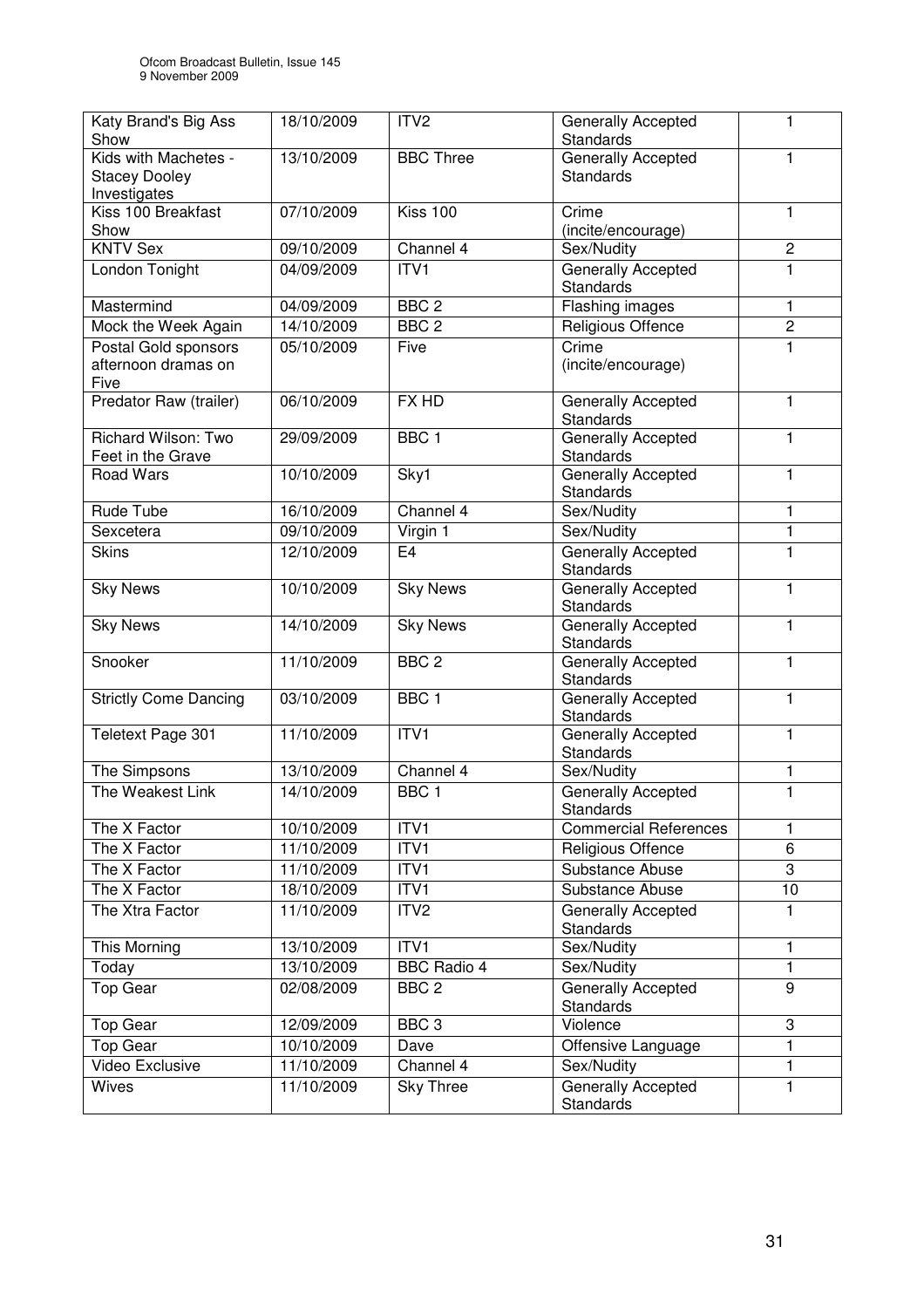| | | | | |
|---|---|---|---|---|
| Katy Brand's Big Ass Show | 18/10/2009 | ITV2 | Generally Accepted Standards | 1 |
| Kids with Machetes - Stacey Dooley Investigates | 13/10/2009 | BBC Three | Generally Accepted Standards | 1 |
| Kiss 100 Breakfast Show | 07/10/2009 | Kiss 100 | Crime (incite/encourage) | 1 |
| KNTV Sex | 09/10/2009 | Channel 4 | Sex/Nudity | 2 |
| London Tonight | 04/09/2009 | ITV1 | Generally Accepted Standards | 1 |
| Mastermind | 04/09/2009 | BBC 2 | Flashing images | 1 |
| Mock the Week Again | 14/10/2009 | BBC 2 | Religious Offence | 2 |
| Postal Gold sponsors afternoon dramas on Five | 05/10/2009 | Five | Crime (incite/encourage) | 1 |
| Predator Raw (trailer) | 06/10/2009 | FX HD | Generally Accepted Standards | 1 |
| Richard Wilson: Two Feet in the Grave | 29/09/2009 | BBC 1 | Generally Accepted Standards | 1 |
| Road Wars | 10/10/2009 | Sky1 | Generally Accepted Standards | 1 |
| Rude Tube | 16/10/2009 | Channel 4 | Sex/Nudity | 1 |
| Sexcetera | 09/10/2009 | Virgin 1 | Sex/Nudity | 1 |
| Skins | 12/10/2009 | E4 | Generally Accepted Standards | 1 |
| Sky News | 10/10/2009 | Sky News | Generally Accepted Standards | 1 |
| Sky News | 14/10/2009 | Sky News | Generally Accepted Standards | 1 |
| Snooker | 11/10/2009 | BBC 2 | Generally Accepted Standards | 1 |
| Strictly Come Dancing | 03/10/2009 | BBC 1 | Generally Accepted Standards | 1 |
| Teletext Page 301 | 11/10/2009 | ITV1 | Generally Accepted Standards | 1 |
| The Simpsons | 13/10/2009 | Channel 4 | Sex/Nudity | 1 |
| The Weakest Link | 14/10/2009 | BBC 1 | Generally Accepted Standards | 1 |
| The X Factor | 10/10/2009 | ITV1 | Commercial References | 1 |
| The X Factor | 11/10/2009 | ITV1 | Religious Offence | 6 |
| The X Factor | 11/10/2009 | ITV1 | Substance Abuse | 3 |
| The X Factor | 18/10/2009 | ITV1 | Substance Abuse | 10 |
| The Xtra Factor | 11/10/2009 | ITV2 | Generally Accepted Standards | 1 |
| This Morning | 13/10/2009 | ITV1 | Sex/Nudity | 1 |
| Today | 13/10/2009 | BBC Radio 4 | Sex/Nudity | 1 |
| Top Gear | 02/08/2009 | BBC 2 | Generally Accepted Standards | 9 |
| Top Gear | 12/09/2009 | BBC 3 | Violence | 3 |
| Top Gear | 10/10/2009 | Dave | Offensive Language | 1 |
| Video Exclusive | 11/10/2009 | Channel 4 | Sex/Nudity | 1 |
| Wives | 11/10/2009 | Sky Three | Generally Accepted Standards | 1 |